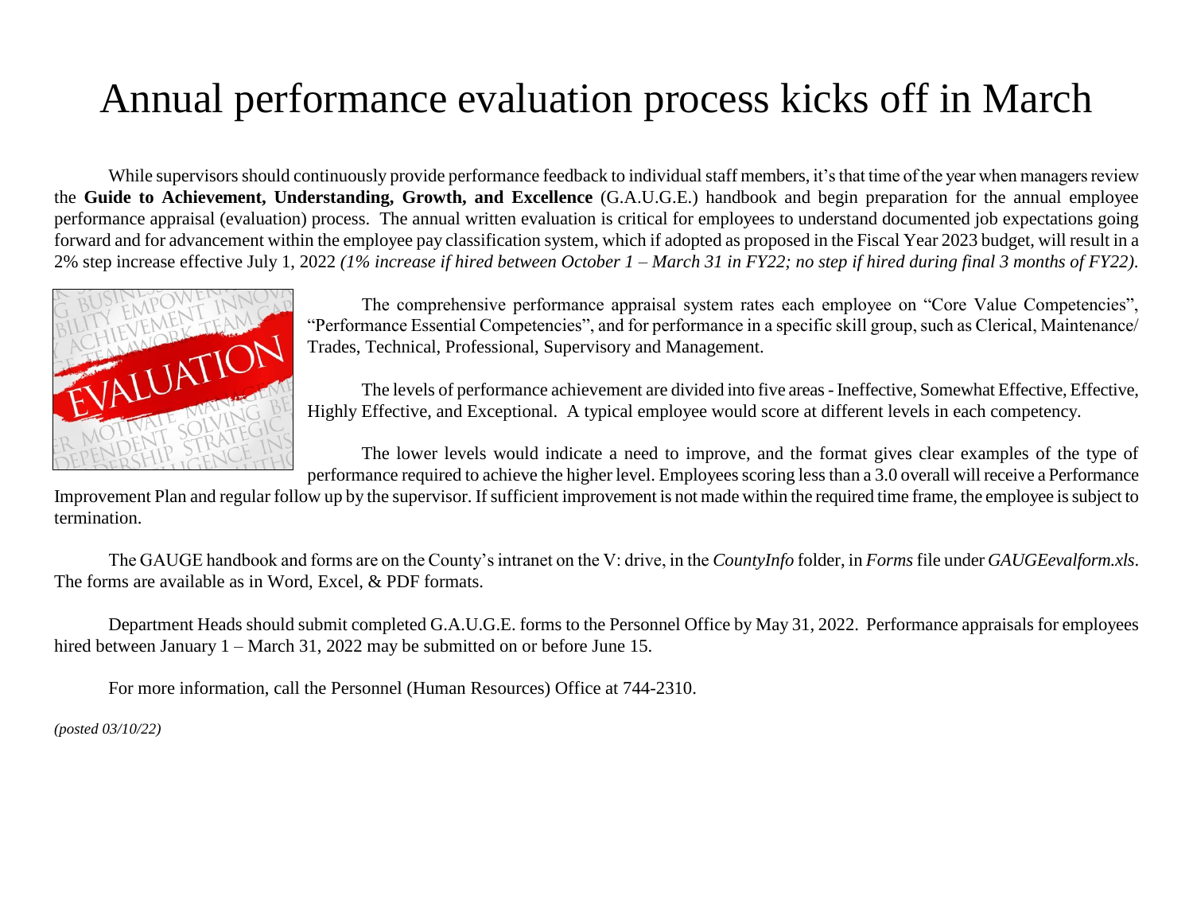# Annual performance evaluation process kicks off in March

While supervisors should continuously provide performance feedback to individual staff members, it's that time of the year when managers review the **Guide to Achievement, Understanding, Growth, and Excellence** (G.A.U.G.E.) handbook and begin preparation for the annual employee performance appraisal (evaluation) process. The annual written evaluation is critical for employees to understand documented job expectations going forward and for advancement within the employee pay classification system, which if adopted as proposed in the Fiscal Year 2023 budget, will result in a 2% step increase effective July 1, 2022 *(1% increase if hired between October 1 – March 31 in FY22; no step if hired during final 3 months of FY22)*.

The comprehensive performance appraisal system rates each employee on "Core Value Competencies", "Performance Essential Competencies", and for performance in a specific skill group, such as Clerical, Maintenance/ Trades, Technical, Professional, Supervisory and Management.

The levels of performance achievement are divided into five areas - Ineffective, Somewhat Effective, Effective, Highly Effective, and Exceptional. A typical employee would score at different levels in each competency.

The lower levels would indicate a need to improve, and the format gives clear examples of the type of performance required to achieve the higher level. Employees scoring less than a 3.0 overall will receive a Performance Improvement Plan and regular follow up by the supervisor. If sufficient improvement is not made within the required time frame, the employee is subject to termination.

The GAUGE handbook and forms are on the County's intranet on the V: drive, in the *CountyInfo* folder, in *Forms* file under *GAUGEevalform.xls*. The forms are available as in Word, Excel, & PDF formats.

Department Heads should submit completed G.A.U.G.E. forms to the Personnel Office by May 31, 2022. Performance appraisals for employees hired between January 1 – March 31, 2022 may be submitted on or before June 15.

For more information, call the Personnel (Human Resources) Office at 744-2310.

*(posted 03/10/22)*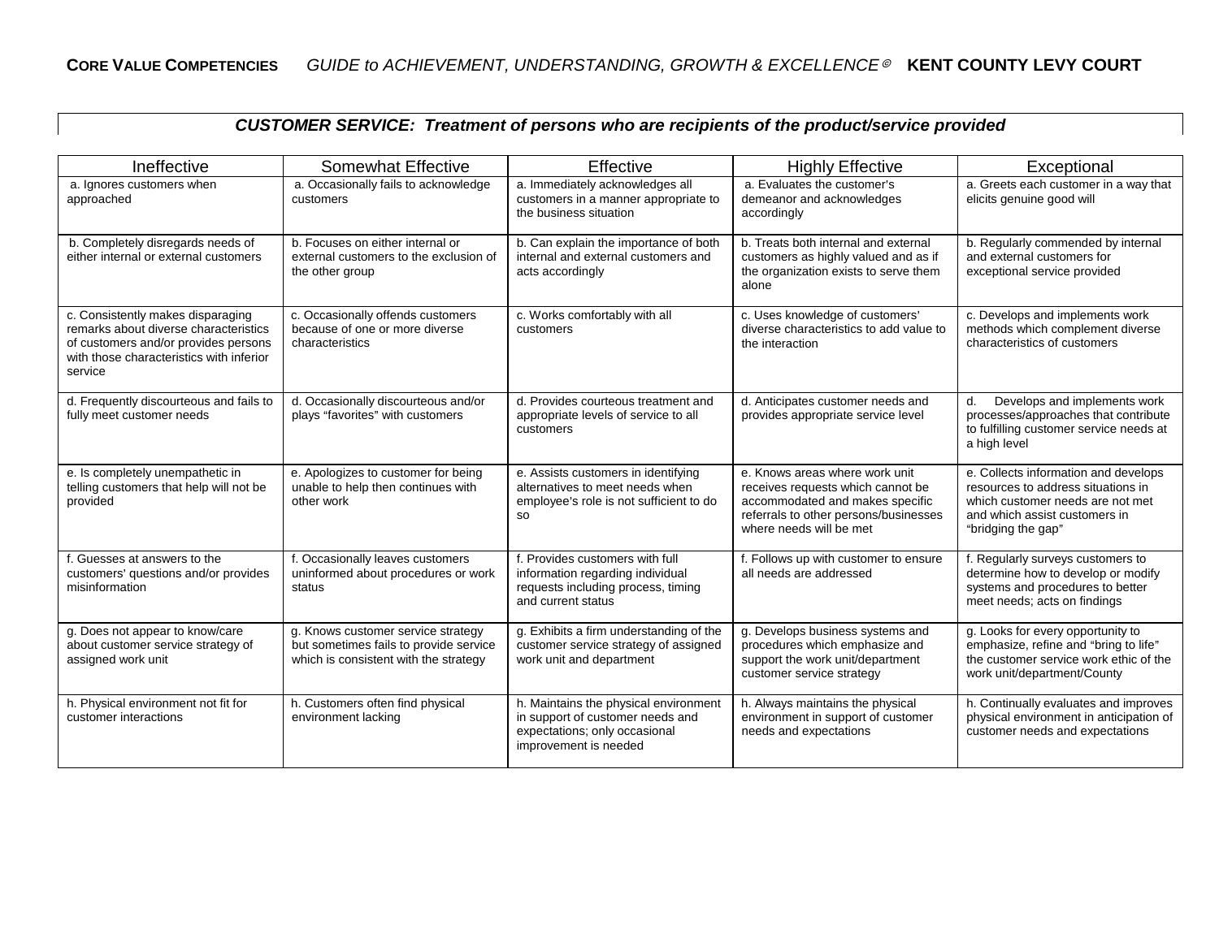## CUSTOMER SERVICE: *Treatment of persons who are recipients of the product/service provided*

| Ineffective | Somewhat Effective | Effective | Highly Effective | Exceptional |
|---|---|---|---|---|
| a. Ignores customers when approached | a. Occasionally fails to acknowledge customers | a. Immediately acknowledges all customers in a manner appropriate to the business situation | a. Evaluates the customer's demeanor and acknowledges accordingly | a. Greets each customer in a way that elicits genuine good will |
| b. Completely disregards needs of either internal or external customers | b. Focuses on either internal or external customers to the exclusion of the other group | b. Can explain the importance of both internal and external customers and acts accordingly | b. Treats both internal and external customers as highly valued and as if the organization exists to serve them alone | b. Regularly commended by internal and external customers for exceptional service provided |
| c. Consistently makes disparaging remarks about diverse characteristics of customers and/or provides persons with those characteristics with inferior service | c. Occasionally offends customers because of one or more diverse characteristics | c. Works comfortably with all customers | c. Uses knowledge of customers' diverse characteristics to add value to the interaction | c. Develops and implements work methods which complement diverse characteristics of customers |
| d. Frequently discourteous and fails to fully meet customer needs | d. Occasionally discourteous and/or plays "favorites" with customers | d. Provides courteous treatment and appropriate levels of service to all customers | d. Anticipates customer needs and provides appropriate service level | d. Develops and implements work processes/approaches that contribute to fulfilling customer service needs at a high level |
| e. Is completely unempathetic in telling customers that help will not be provided | e. Apologizes to customer for being unable to help then continues with other work | e. Assists customers in identifying alternatives to meet needs when employee's role is not sufficient to do so | e. Knows areas where work unit receives requests which cannot be accommodated and makes specific referrals to other persons/businesses where needs will be met | e. Collects information and develops resources to address situations in which customer needs are not met and which assist customers in "bridging the gap" |
| f. Guesses at answers to the customers' questions and/or provides misinformation | f. Occasionally leaves customers uninformed about procedures or work status | f. Provides customers with full information regarding individual requests including process, timing and current status | f. Follows up with customer to ensure all needs are addressed | f. Regularly surveys customers to determine how to develop or modify systems and procedures to better meet needs; acts on findings |
| g. Does not appear to know/care about customer service strategy of assigned work unit | g. Knows customer service strategy but sometimes fails to provide service which is consistent with the strategy | g. Exhibits a firm understanding of the customer service strategy of assigned work unit and department | g. Develops business systems and procedures which emphasize and support the work unit/department customer service strategy | g. Looks for every opportunity to emphasize, refine and "bring to life" the customer service work ethic of the work unit/department/County |
| h. Physical environment not fit for customer interactions | h. Customers often find physical environment lacking | h. Maintains the physical environment in support of customer needs and expectations; only occasional improvement is needed | h. Always maintains the physical environment in support of customer needs and expectations | h. Continually evaluates and improves physical environment in anticipation of customer needs and expectations |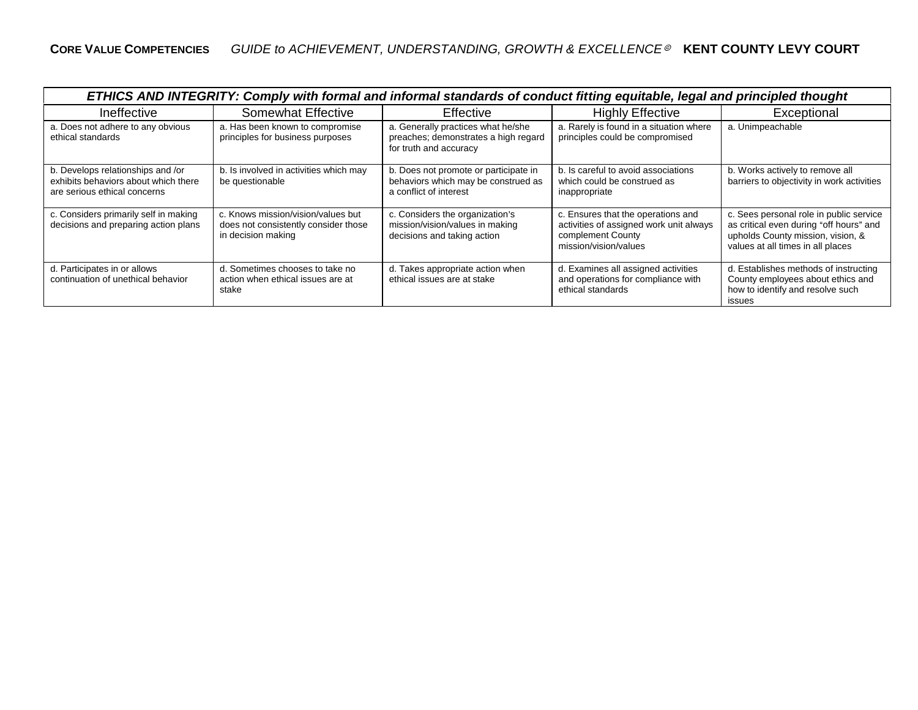| ETHICS AND INTEGRITY: Comply with formal and informal standards of conduct fitting equitable, legal and principled thought | | | | |
|---|---|---|---|---|
| Ineffective | Somewhat Effective | Effective | Highly Effective | Exceptional |
| a. Does not adhere to any obvious ethical standards | a. Has been known to compromise principles for business purposes | a. Generally practices what he/she preaches; demonstrates a high regard for truth and accuracy | a. Rarely is found in a situation where principles could be compromised | a. Unimpeachable |
| b. Develops relationships and /or exhibits behaviors about which there are serious ethical concerns | b. Is involved in activities which may be questionable | b. Does not promote or participate in behaviors which may be construed as a conflict of interest | b. Is careful to avoid associations which could be construed as inappropriate | b. Works actively to remove all barriers to objectivity in work activities |
| c. Considers primarily self in making decisions and preparing action plans | c. Knows mission/vision/values but does not consistently consider those in decision making | c. Considers the organization's mission/vision/values in making decisions and taking action | c. Ensures that the operations and activities of assigned work unit always complement County mission/vision/values | c. Sees personal role in public service as critical even during "off hours" and upholds County mission, vision, & values at all times in all places |
| d. Participates in or allows continuation of unethical behavior | d. Sometimes chooses to take no action when ethical issues are at stake | d. Takes appropriate action when ethical issues are at stake | d. Examines all assigned activities and operations for compliance with ethical standards | d. Establishes methods of instructing County employees about ethics and how to identify and resolve such issues |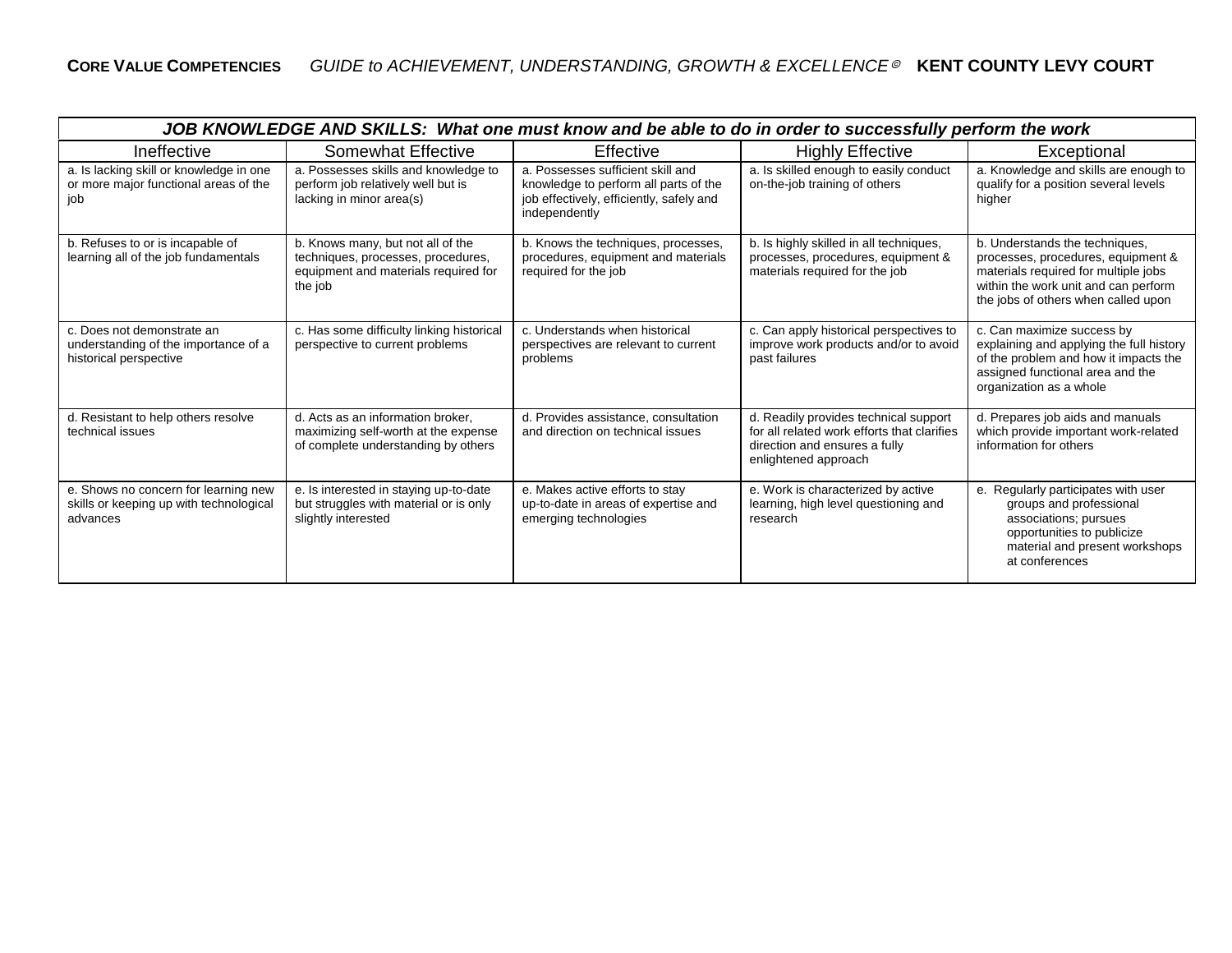| *JOB KNOWLEDGE AND SKILLS: What one must know and be able to do in order to successfully perform the work* | | | | |
|---|---|---|---|---|
| Ineffective | Somewhat Effective | Effective | Highly Effective | Exceptional |
| a. Is lacking skill or knowledge in one or more major functional areas of the job | a. Possesses skills and knowledge to perform job relatively well but is lacking in minor area(s) | a. Possesses sufficient skill and knowledge to perform all parts of the job effectively, efficiently, safely and independently | a. Is skilled enough to easily conduct on-the-job training of others | a. Knowledge and skills are enough to qualify for a position several levels higher |
| b. Refuses to or is incapable of learning all of the job fundamentals | b. Knows many, but not all of the techniques, processes, procedures, equipment and materials required for the job | b. Knows the techniques, processes, procedures, equipment and materials required for the job | b. Is highly skilled in all techniques, processes, procedures, equipment & materials required for the job | b. Understands the techniques, processes, procedures, equipment & materials required for multiple jobs within the work unit and can perform the jobs of others when called upon |
| c. Does not demonstrate an understanding of the importance of a historical perspective | c. Has some difficulty linking historical perspective to current problems | c. Understands when historical perspectives are relevant to current problems | c. Can apply historical perspectives to improve work products and/or to avoid past failures | c. Can maximize success by explaining and applying the full history of the problem and how it impacts the assigned functional area and the organization as a whole |
| d. Resistant to help others resolve technical issues | d. Acts as an information broker, maximizing self-worth at the expense of complete understanding by others | d. Provides assistance, consultation and direction on technical issues | d. Readily provides technical support for all related work efforts that clarifies direction and ensures a fully enlightened approach | d. Prepares job aids and manuals which provide important work-related information for others |
| e. Shows no concern for learning new skills or keeping up with technological advances | e. Is interested in staying up-to-date but struggles with material or is only slightly interested | e. Makes active efforts to stay up-to-date in areas of expertise and emerging technologies | e. Work is characterized by active learning, high level questioning and research | e. Regularly participates with user groups and professional associations; pursues opportunities to publicize material and present workshops at conferences |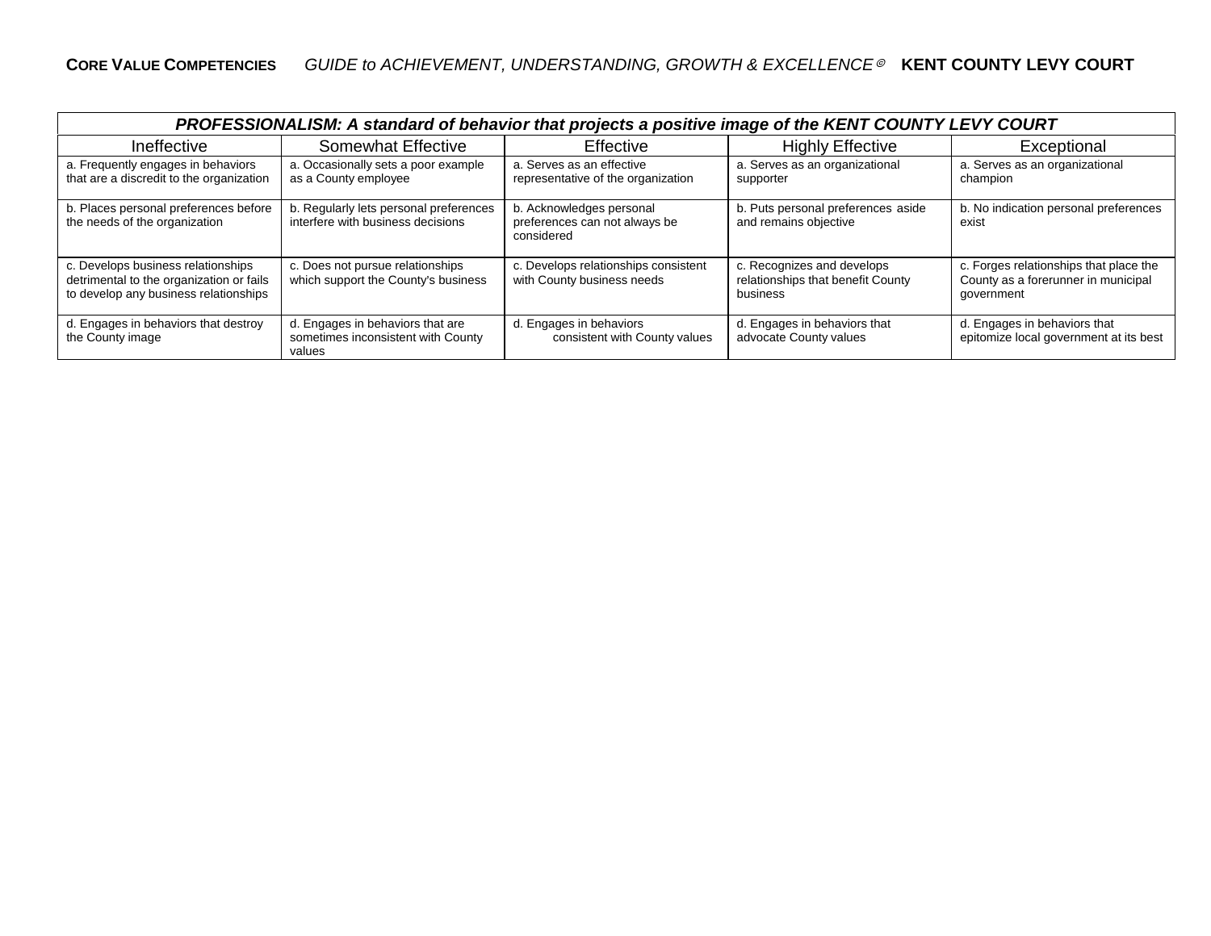| *PROFESSIONALISM: A standard of behavior that projects a positive image of the KENT COUNTY LEVY COURT* | | | | |
|---|---|---|---|---|
| Ineffective | Somewhat Effective | Effective | Highly Effective | Exceptional |
| a. Frequently engages in behaviors that are a discredit to the organization | a. Occasionally sets a poor example as a County employee | a. Serves as an effective representative of the organization | a. Serves as an organizational supporter | a. Serves as an organizational champion |
| b. Places personal preferences before the needs of the organization | b. Regularly lets personal preferences interfere with business decisions | b. Acknowledges personal preferences can not always be considered | b. Puts personal preferences aside and remains objective | b. No indication personal preferences exist |
| c. Develops business relationships detrimental to the organization or fails to develop any business relationships | c. Does not pursue relationships which support the County's business | c. Develops relationships consistent with County business needs | c. Recognizes and develops relationships that benefit County business | c. Forges relationships that place the County as a forerunner in municipal government |
| d. Engages in behaviors that destroy the County image | d. Engages in behaviors that are sometimes inconsistent with County values | d. Engages in behaviors consistent with County values | d. Engages in behaviors that advocate County values | d. Engages in behaviors that epitomize local government at its best |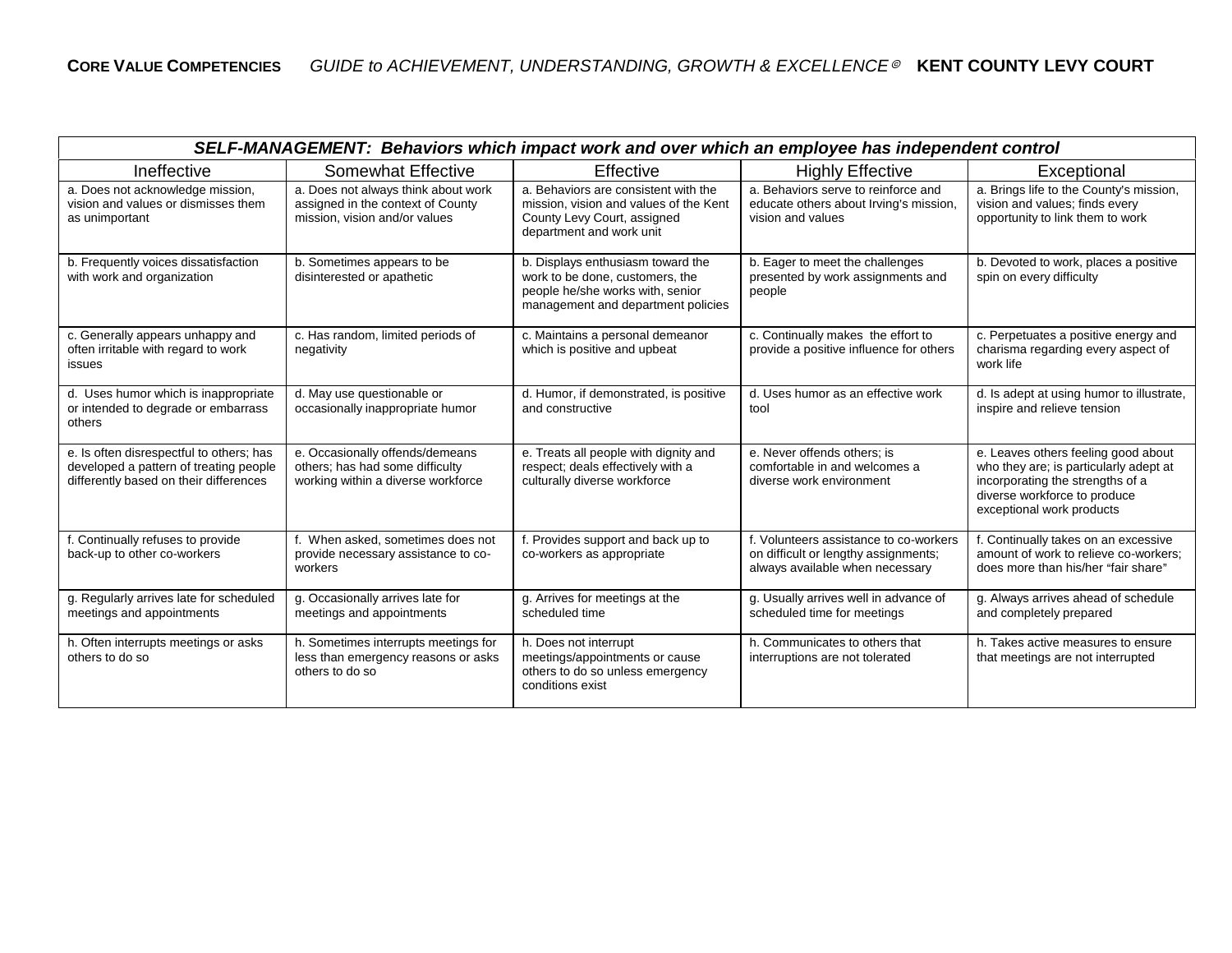| SELF-MANAGEMENT: Behaviors which impact work and over which an employee has independent control | | | | |
|---|---|---|---|---|
| Ineffective | Somewhat Effective | Effective | Highly Effective | Exceptional |
| a. Does not acknowledge mission, vision and values or dismisses them as unimportant | a. Does not always think about work assigned in the context of County mission, vision and/or values | a. Behaviors are consistent with the mission, vision and values of the Kent County Levy Court, assigned department and work unit | a. Behaviors serve to reinforce and educate others about Irving's mission, vision and values | a. Brings life to the County's mission, vision and values; finds every opportunity to link them to work |
| b. Frequently voices dissatisfaction with work and organization | b. Sometimes appears to be disinterested or apathetic | b. Displays enthusiasm toward the work to be done, customers, the people he/she works with, senior management and department policies | b. Eager to meet the challenges presented by work assignments and people | b. Devoted to work, places a positive spin on every difficulty |
| c. Generally appears unhappy and often irritable with regard to work issues | c. Has random, limited periods of negativity | c. Maintains a personal demeanor which is positive and upbeat | c. Continually makes the effort to provide a positive influence for others | c. Perpetuates a positive energy and charisma regarding every aspect of work life |
| d. Uses humor which is inappropriate or intended to degrade or embarrass others | d. May use questionable or occasionally inappropriate humor | d. Humor, if demonstrated, is positive and constructive | d. Uses humor as an effective work tool | d. Is adept at using humor to illustrate, inspire and relieve tension |
| e. Is often disrespectful to others; has developed a pattern of treating people differently based on their differences | e. Occasionally offends/demeans others; has had some difficulty working within a diverse workforce | e. Treats all people with dignity and respect; deals effectively with a culturally diverse workforce | e. Never offends others; is comfortable in and welcomes a diverse work environment | e. Leaves others feeling good about who they are; is particularly adept at incorporating the strengths of a diverse workforce to produce exceptional work products |
| f. Continually refuses to provide back-up to other co-workers | f. When asked, sometimes does not provide necessary assistance to co-workers | f. Provides support and back up to co-workers as appropriate | f. Volunteers assistance to co-workers on difficult or lengthy assignments; always available when necessary | f. Continually takes on an excessive amount of work to relieve co-workers; does more than his/her "fair share" |
| g. Regularly arrives late for scheduled meetings and appointments | g. Occasionally arrives late for meetings and appointments | g. Arrives for meetings at the scheduled time | g. Usually arrives well in advance of scheduled time for meetings | g. Always arrives ahead of schedule and completely prepared |
| h. Often interrupts meetings or asks others to do so | h. Sometimes interrupts meetings for less than emergency reasons or asks others to do so | h. Does not interrupt meetings/appointments or cause others to do so unless emergency conditions exist | h. Communicates to others that interruptions are not tolerated | h. Takes active measures to ensure that meetings are not interrupted |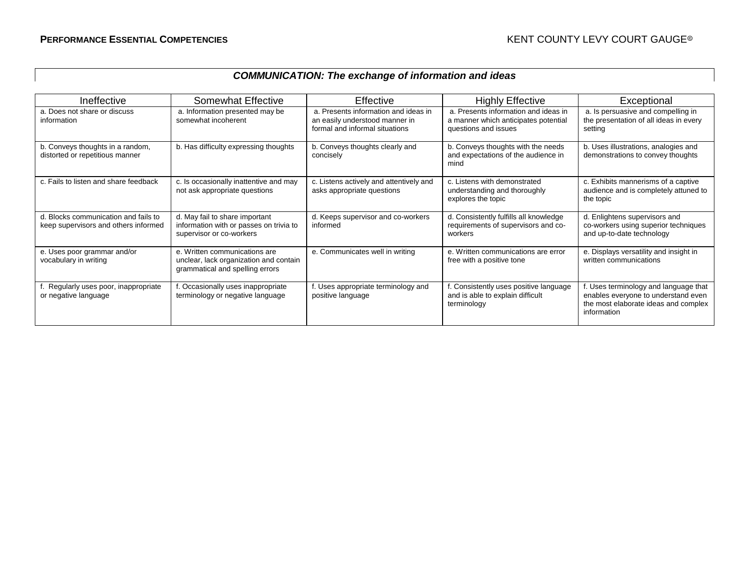**PERFORMANCE ESSENTIAL COMPETENCIES** KENT COUNTY LEVY COURT GAUGE©

## *COMMUNICATION: The exchange of information and ideas*

| Ineffective | Somewhat Effective | Effective | Highly Effective | Exceptional |
|---|---|---|---|---|
| a. Does not share or discuss information | a. Information presented may be somewhat incoherent | a. Presents information and ideas in an easily understood manner in formal and informal situations | a. Presents information and ideas in a manner which anticipates potential questions and issues | a. Is persuasive and compelling in the presentation of all ideas in every setting |
| b. Conveys thoughts in a random, distorted or repetitious manner | b. Has difficulty expressing thoughts | b. Conveys thoughts clearly and concisely | b. Conveys thoughts with the needs and expectations of the audience in mind | b. Uses illustrations, analogies and demonstrations to convey thoughts |
| c. Fails to listen and share feedback | c. Is occasionally inattentive and may not ask appropriate questions | c. Listens actively and attentively and asks appropriate questions | c. Listens with demonstrated understanding and thoroughly explores the topic | c. Exhibits mannerisms of a captive audience and is completely attuned to the topic |
| d. Blocks communication and fails to keep supervisors and others informed | d. May fail to share important information with or passes on trivia to supervisor or co-workers | d. Keeps supervisor and co-workers informed | d. Consistently fulfills all knowledge requirements of supervisors and co-workers | d. Enlightens supervisors and co-workers using superior techniques and up-to-date technology |
| e. Uses poor grammar and/or vocabulary in writing | e. Written communications are unclear, lack organization and contain grammatical and spelling errors | e. Communicates well in writing | e. Written communications are error free with a positive tone | e. Displays versatility and insight in written communications |
| f. Regularly uses poor, inappropriate or negative language | f. Occasionally uses inappropriate terminology or negative language | f. Uses appropriate terminology and positive language | f. Consistently uses positive language and is able to explain difficult terminology | f. Uses terminology and language that enables everyone to understand even the most elaborate ideas and complex information |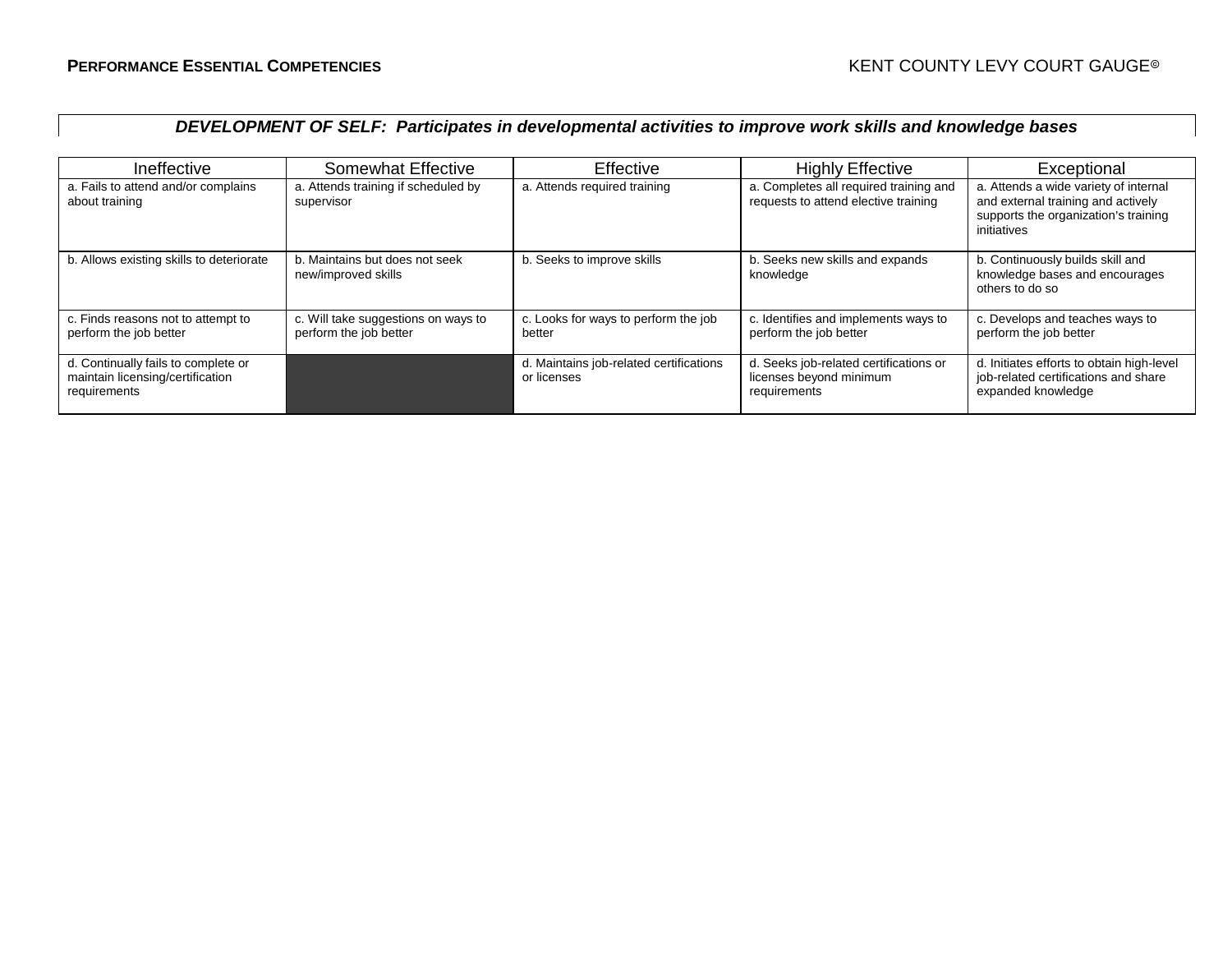## DEVELOPMENT OF SELF: *Participates in developmental activities to improve work skills and knowledge bases*

| Ineffective | Somewhat Effective | Effective | Highly Effective | Exceptional |
|---|---|---|---|---|
| a. Fails to attend and/or complains about training | a. Attends training if scheduled by supervisor | a. Attends required training | a. Completes all required training and requests to attend elective training | a. Attends a wide variety of internal and external training and actively supports the organization's training initiatives |
| b. Allows existing skills to deteriorate | b. Maintains but does not seek new/improved skills | b. Seeks to improve skills | b. Seeks new skills and expands knowledge | b. Continuously builds skill and knowledge bases and encourages others to do so |
| c. Finds reasons not to attempt to perform the job better | c. Will take suggestions on ways to perform the job better | c. Looks for ways to perform the job better | c. Identifies and implements ways to perform the job better | c. Develops and teaches ways to perform the job better |
| d. Continually fails to complete or maintain licensing/certification requirements | | d. Maintains job-related certifications or licenses | d. Seeks job-related certifications or licenses beyond minimum requirements | d. Initiates efforts to obtain high-level job-related certifications and share expanded knowledge |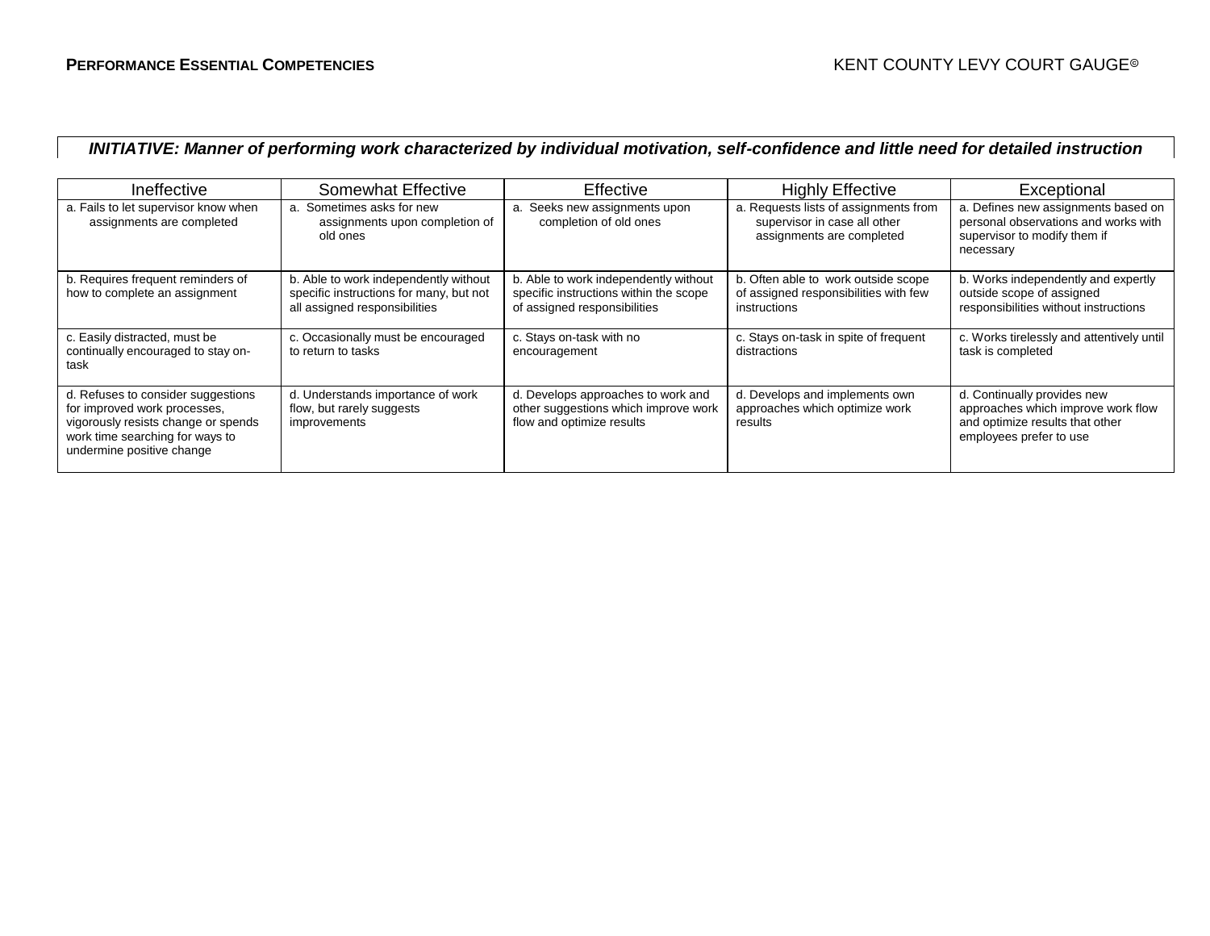**INITIATIVE: *Manner of performing work characterized by individual motivation, self-confidence and little need for detailed instruction***

| Ineffective | Somewhat Effective | Effective | Highly Effective | Exceptional |
|---|---|---|---|---|
| a. Fails to let supervisor know when assignments are completed | a. Sometimes asks for new assignments upon completion of old ones | a. Seeks new assignments upon completion of old ones | a. Requests lists of assignments from supervisor in case all other assignments are completed | a. Defines new assignments based on personal observations and works with supervisor to modify them if necessary |
| b. Requires frequent reminders of how to complete an assignment | b. Able to work independently without specific instructions for many, but not all assigned responsibilities | b. Able to work independently without specific instructions within the scope of assigned responsibilities | b. Often able to work outside scope of assigned responsibilities with few instructions | b. Works independently and expertly outside scope of assigned responsibilities without instructions |
| c. Easily distracted, must be continually encouraged to stay on-task | c. Occasionally must be encouraged to return to tasks | c. Stays on-task with no encouragement | c. Stays on-task in spite of frequent distractions | c. Works tirelessly and attentively until task is completed |
| d. Refuses to consider suggestions for improved work processes, vigorously resists change or spends work time searching for ways to undermine positive change | d. Understands importance of work flow, but rarely suggests improvements | d. Develops approaches to work and other suggestions which improve work flow and optimize results | d. Develops and implements own approaches which optimize work results | d. Continually provides new approaches which improve work flow and optimize results that other employees prefer to use |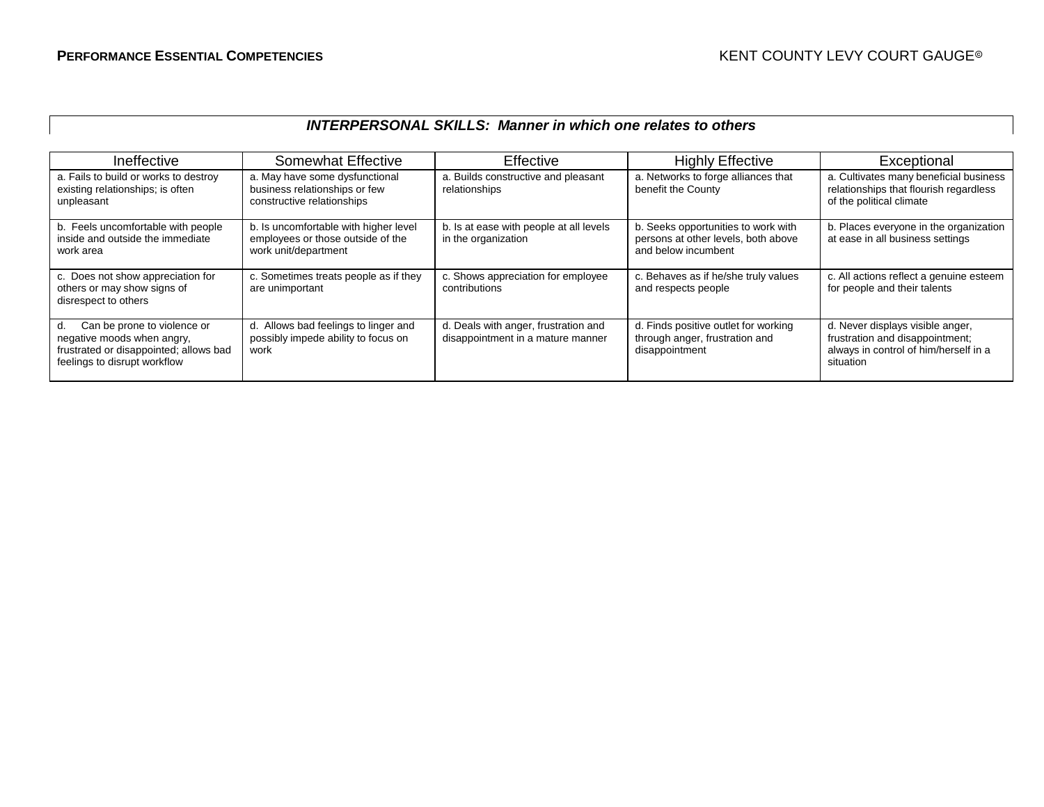**INTERPERSONAL SKILLS: Manner in which one relates to others**

| Ineffective | Somewhat Effective | Effective | Highly Effective | Exceptional |
|---|---|---|---|---|
| a. Fails to build or works to destroy existing relationships; is often unpleasant | a. May have some dysfunctional business relationships or few constructive relationships | a. Builds constructive and pleasant relationships | a. Networks to forge alliances that benefit the County | a. Cultivates many beneficial business relationships that flourish regardless of the political climate |
| b. Feels uncomfortable with people inside and outside the immediate work area | b. Is uncomfortable with higher level employees or those outside of the work unit/department | b. Is at ease with people at all levels in the organization | b. Seeks opportunities to work with persons at other levels, both above and below incumbent | b. Places everyone in the organization at ease in all business settings |
| c. Does not show appreciation for others or may show signs of disrespect to others | c. Sometimes treats people as if they are unimportant | c. Shows appreciation for employee contributions | c. Behaves as if he/she truly values and respects people | c. All actions reflect a genuine esteem for people and their talents |
| d. Can be prone to violence or negative moods when angry, frustrated or disappointed; allows bad feelings to disrupt workflow | d. Allows bad feelings to linger and possibly impede ability to focus on work | d. Deals with anger, frustration and disappointment in a mature manner | d. Finds positive outlet for working through anger, frustration and disappointment | d. Never displays visible anger, frustration and disappointment; always in control of him/herself in a situation |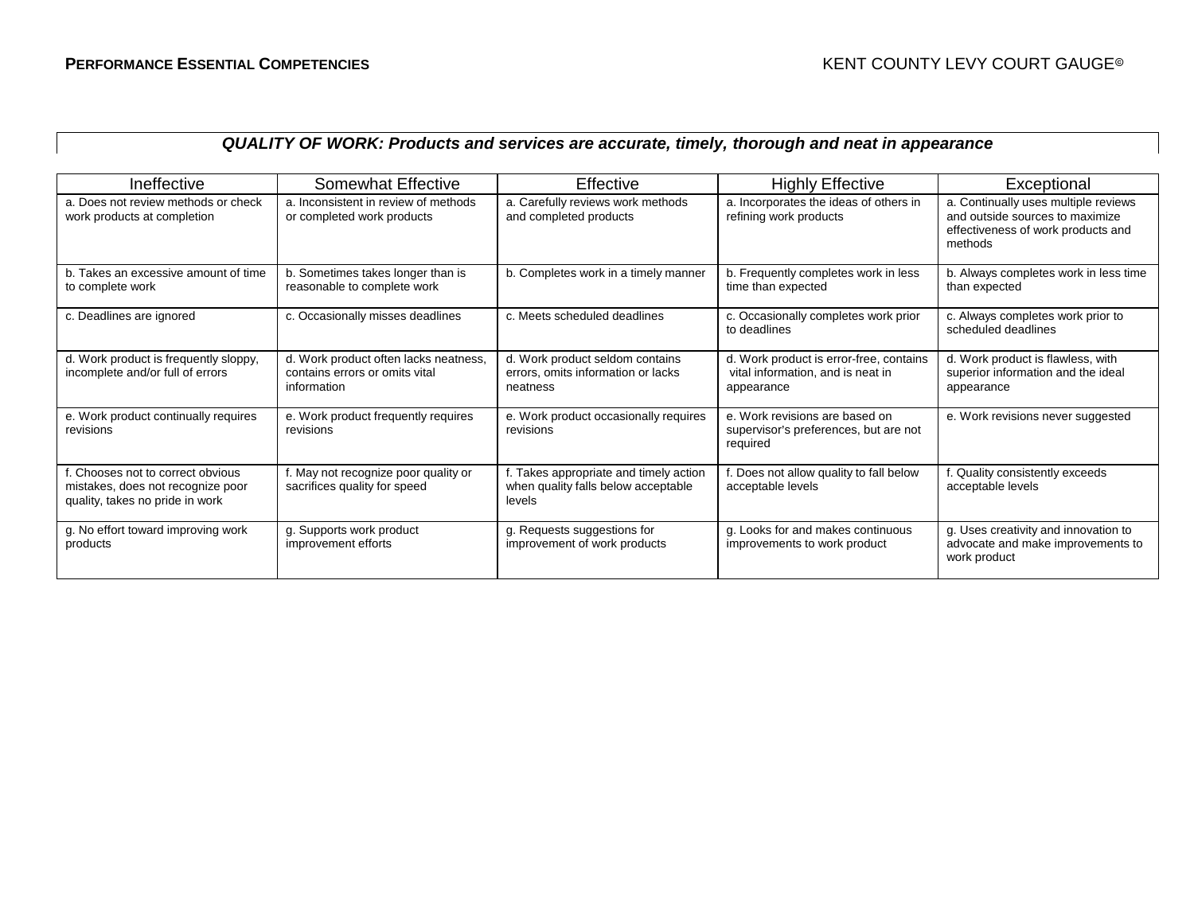**QUALITY OF WORK: *Products and services are accurate, timely, thorough and neat in appearance***

| Ineffective | Somewhat Effective | Effective | Highly Effective | Exceptional |
|---|---|---|---|---|
| a. Does not review methods or check work products at completion | a. Inconsistent in review of methods or completed work products | a. Carefully reviews work methods and completed products | a. Incorporates the ideas of others in refining work products | a. Continually uses multiple reviews and outside sources to maximize effectiveness of work products and methods |
| b. Takes an excessive amount of time to complete work | b. Sometimes takes longer than is reasonable to complete work | b. Completes work in a timely manner | b. Frequently completes work in less time than expected | b. Always completes work in less time than expected |
| c. Deadlines are ignored | c. Occasionally misses deadlines | c. Meets scheduled deadlines | c. Occasionally completes work prior to deadlines | c. Always completes work prior to scheduled deadlines |
| d. Work product is frequently sloppy, incomplete and/or full of errors | d. Work product often lacks neatness, contains errors or omits vital information | d. Work product seldom contains errors, omits information or lacks neatness | d. Work product is error-free, contains vital information, and is neat in appearance | d. Work product is flawless, with superior information and the ideal appearance |
| e. Work product continually requires revisions | e. Work product frequently requires revisions | e. Work product occasionally requires revisions | e. Work revisions are based on supervisor's preferences, but are not required | e. Work revisions never suggested |
| f. Chooses not to correct obvious mistakes, does not recognize poor quality, takes no pride in work | f. May not recognize poor quality or sacrifices quality for speed | f. Takes appropriate and timely action when quality falls below acceptable levels | f. Does not allow quality to fall below acceptable levels | f. Quality consistently exceeds acceptable levels |
| g. No effort toward improving work products | g. Supports work product improvement efforts | g. Requests suggestions for improvement of work products | g. Looks for and makes continuous improvements to work product | g. Uses creativity and innovation to advocate and make improvements to work product |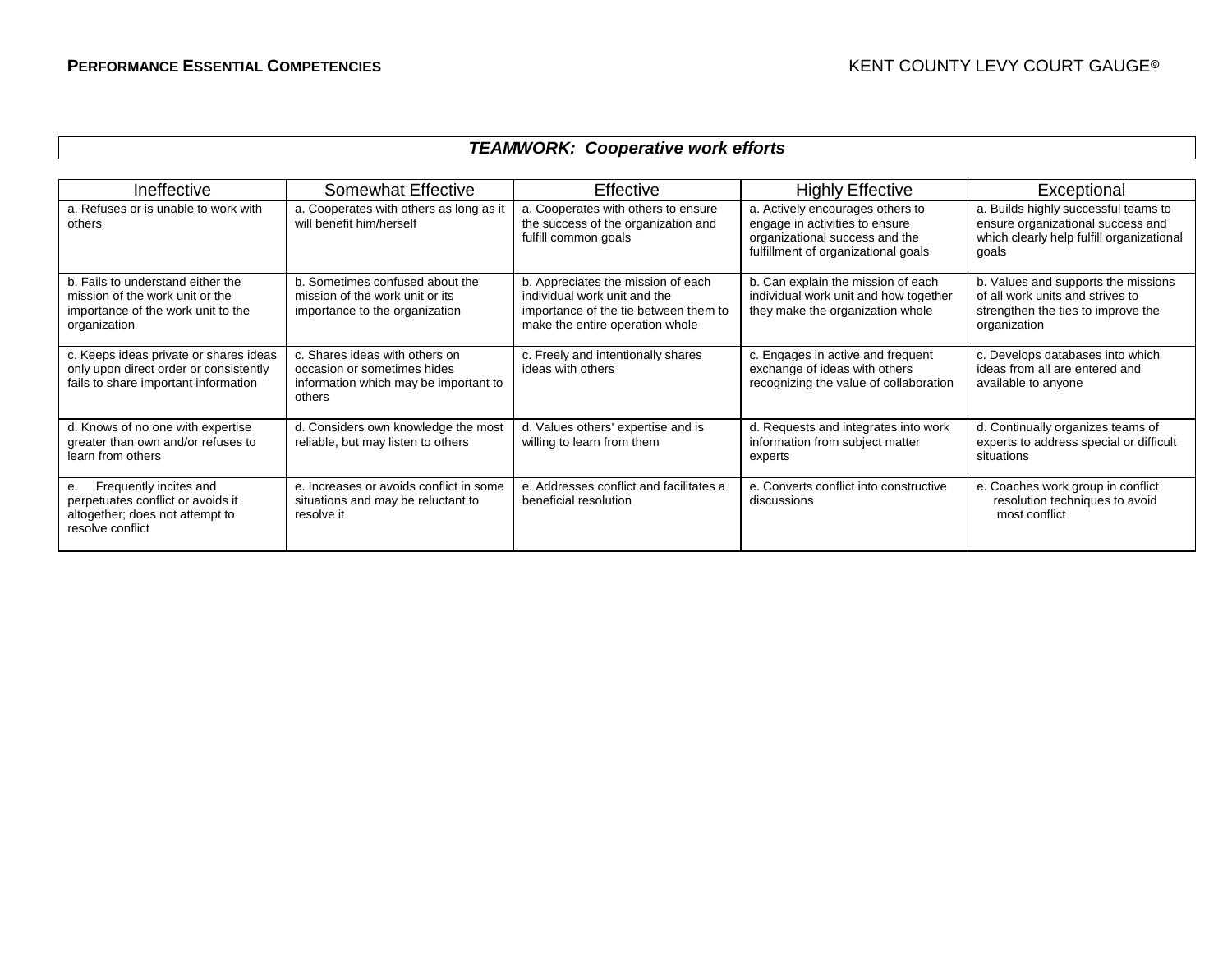## ***TEAMWORK: Cooperative work efforts***

| Ineffective | Somewhat Effective | Effective | Highly Effective | Exceptional |
|---|---|---|---|---|
| a. Refuses or is unable to work with others | a. Cooperates with others as long as it will benefit him/herself | a. Cooperates with others to ensure the success of the organization and fulfill common goals | a. Actively encourages others to engage in activities to ensure organizational success and the fulfillment of organizational goals | a. Builds highly successful teams to ensure organizational success and which clearly help fulfill organizational goals |
| b. Fails to understand either the mission of the work unit or the importance of the work unit to the organization | b. Sometimes confused about the mission of the work unit or its importance to the organization | b. Appreciates the mission of each individual work unit and the importance of the tie between them to make the entire operation whole | b. Can explain the mission of each individual work unit and how together they make the organization whole | b. Values and supports the missions of all work units and strives to strengthen the ties to improve the organization |
| c. Keeps ideas private or shares ideas only upon direct order or consistently fails to share important information | c. Shares ideas with others on occasion or sometimes hides information which may be important to others | c. Freely and intentionally shares ideas with others | c. Engages in active and frequent exchange of ideas with others recognizing the value of collaboration | c. Develops databases into which ideas from all are entered and available to anyone |
| d. Knows of no one with expertise greater than own and/or refuses to learn from others | d. Considers own knowledge the most reliable, but may listen to others | d. Values others' expertise and is willing to learn from them | d. Requests and integrates into work information from subject matter experts | d. Continually organizes teams of experts to address special or difficult situations |
| e. Frequently incites and perpetuates conflict or avoids it altogether; does not attempt to resolve conflict | e. Increases or avoids conflict in some situations and may be reluctant to resolve it | e. Addresses conflict and facilitates a beneficial resolution | e. Converts conflict into constructive discussions | e. Coaches work group in conflict resolution techniques to avoid most conflict |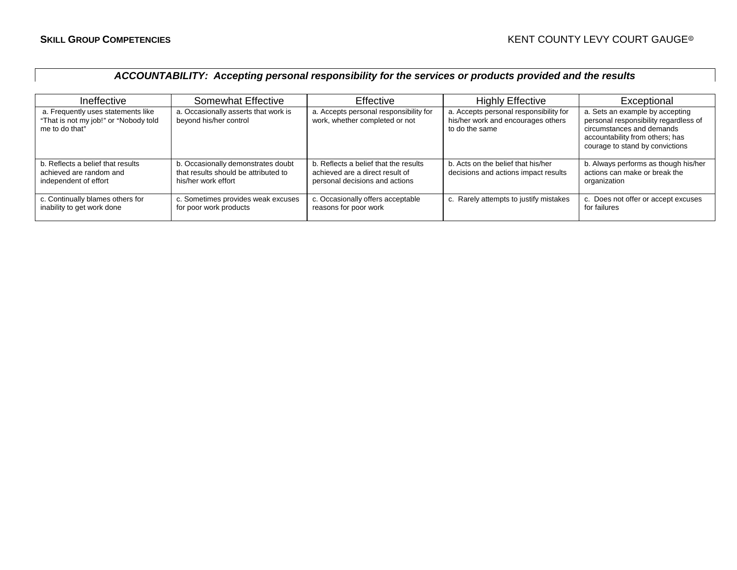**ACCOUNTABILITY: *Accepting personal responsibility for the services or products provided and the results***

| Ineffective | Somewhat Effective | Effective | Highly Effective | Exceptional |
|---|---|---|---|---|
| a. Frequently uses statements like "That is not my job!" or "Nobody told me to do that" | a. Occasionally asserts that work is beyond his/her control | a. Accepts personal responsibility for work, whether completed or not | a. Accepts personal responsibility for his/her work and encourages others to do the same | a. Sets an example by accepting personal responsibility regardless of circumstances and demands accountability from others; has courage to stand by convictions |
| b. Reflects a belief that results achieved are random and independent of effort | b. Occasionally demonstrates doubt that results should be attributed to his/her work effort | b. Reflects a belief that the results achieved are a direct result of personal decisions and actions | b. Acts on the belief that his/her decisions and actions impact results | b. Always performs as though his/her actions can make or break the organization |
| c. Continually blames others for inability to get work done | c. Sometimes provides weak excuses for poor work products | c. Occasionally offers acceptable reasons for poor work | c. Rarely attempts to justify mistakes | c. Does not offer or accept excuses for failures |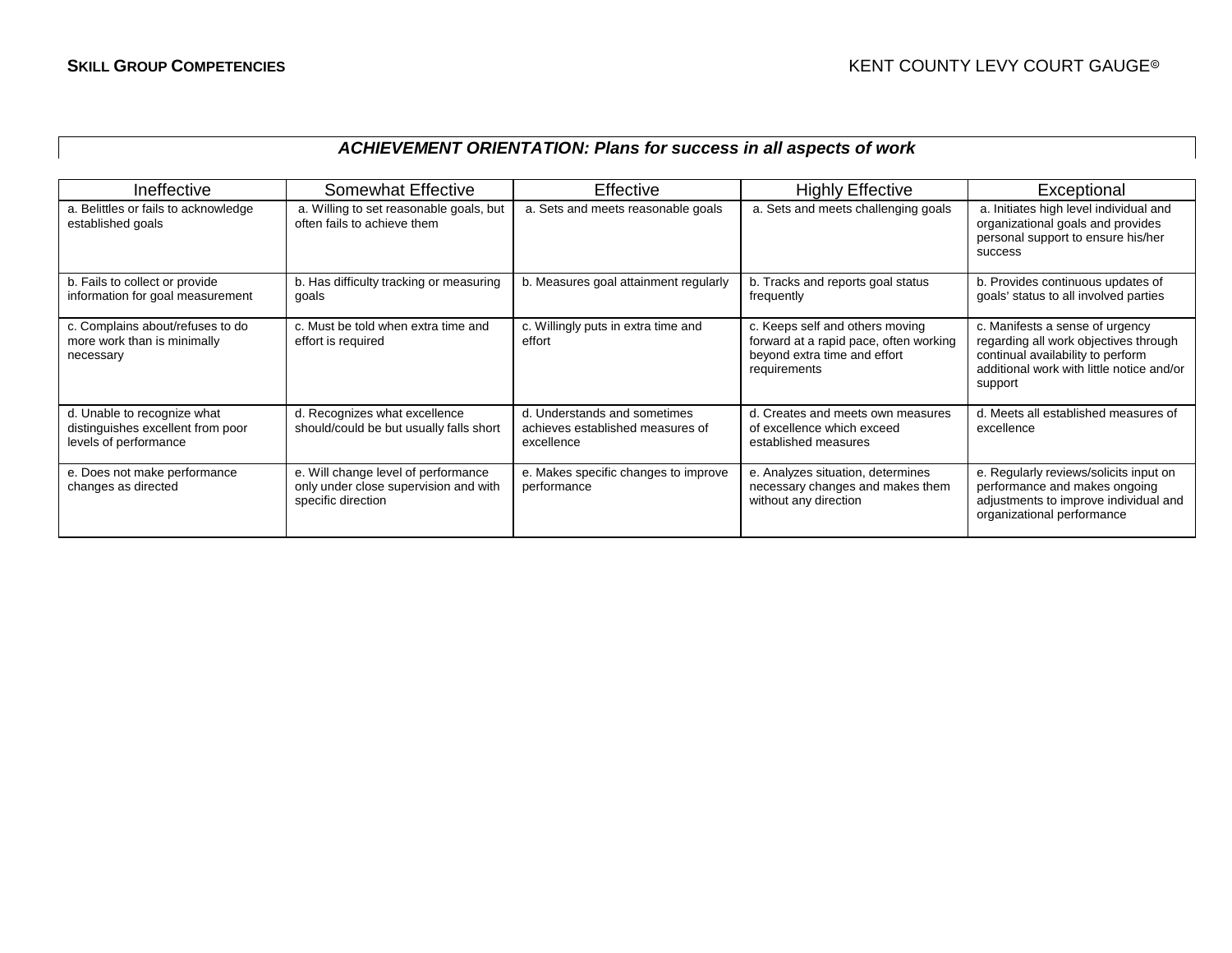**SKILL GROUP COMPETENCIES**

KENT COUNTY LEVY COURT GAUGE©

### *ACHIEVEMENT ORIENTATION: Plans for success in all aspects of work*

| Ineffective | Somewhat Effective | Effective | Highly Effective | Exceptional |
|---|---|---|---|---|
| a. Belittles or fails to acknowledge established goals | a. Willing to set reasonable goals, but often fails to achieve them | a. Sets and meets reasonable goals | a. Sets and meets challenging goals | a. Initiates high level individual and organizational goals and provides personal support to ensure his/her success |
| b. Fails to collect or provide information for goal measurement | b. Has difficulty tracking or measuring goals | b. Measures goal attainment regularly | b. Tracks and reports goal status frequently | b. Provides continuous updates of goals' status to all involved parties |
| c. Complains about/refuses to do more work than is minimally necessary | c. Must be told when extra time and effort is required | c. Willingly puts in extra time and effort | c. Keeps self and others moving forward at a rapid pace, often working beyond extra time and effort requirements | c. Manifests a sense of urgency regarding all work objectives through continual availability to perform additional work with little notice and/or support |
| d. Unable to recognize what distinguishes excellent from poor levels of performance | d. Recognizes what excellence should/could be but usually falls short | d. Understands and sometimes achieves established measures of excellence | d. Creates and meets own measures of excellence which exceed established measures | d. Meets all established measures of excellence |
| e. Does not make performance changes as directed | e. Will change level of performance only under close supervision and with specific direction | e. Makes specific changes to improve performance | e. Analyzes situation, determines necessary changes and makes them without any direction | e. Regularly reviews/solicits input on performance and makes ongoing adjustments to improve individual and organizational performance |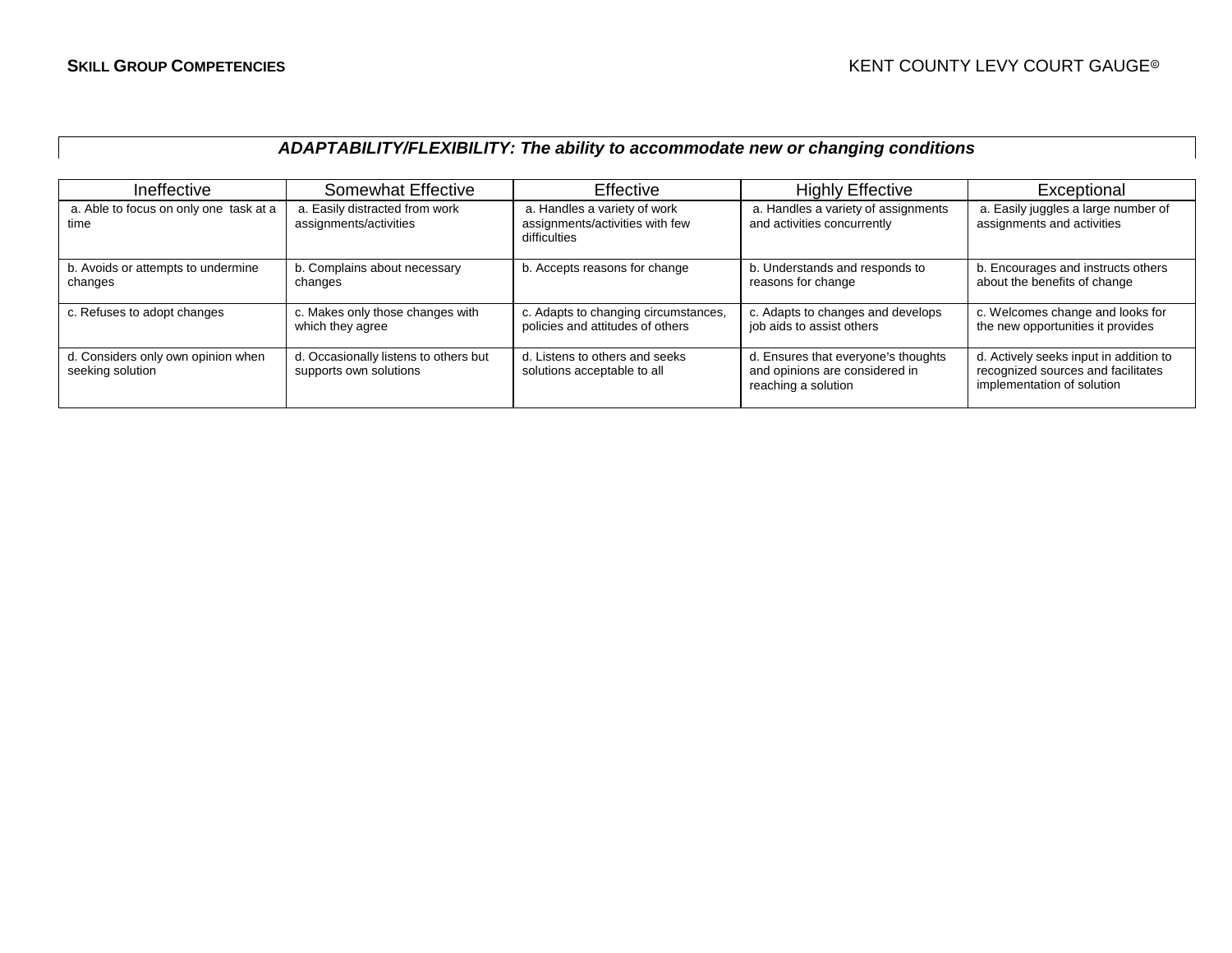## ***ADAPTABILITY/FLEXIBILITY: The ability to accommodate new or changing conditions***

| Ineffective | Somewhat Effective | Effective | Highly Effective | Exceptional |
|---|---|---|---|---|
| a. Able to focus on only one task at a time | a. Easily distracted from work assignments/activities | a. Handles a variety of work assignments/activities with few difficulties | a. Handles a variety of assignments and activities concurrently | a. Easily juggles a large number of assignments and activities |
| b. Avoids or attempts to undermine changes | b. Complains about necessary changes | b. Accepts reasons for change | b. Understands and responds to reasons for change | b. Encourages and instructs others about the benefits of change |
| c. Refuses to adopt changes | c. Makes only those changes with which they agree | c. Adapts to changing circumstances, policies and attitudes of others | c. Adapts to changes and develops job aids to assist others | c. Welcomes change and looks for the new opportunities it provides |
| d. Considers only own opinion when seeking solution | d. Occasionally listens to others but supports own solutions | d. Listens to others and seeks solutions acceptable to all | d. Ensures that everyone's thoughts and opinions are considered in reaching a solution | d. Actively seeks input in addition to recognized sources and facilitates implementation of solution |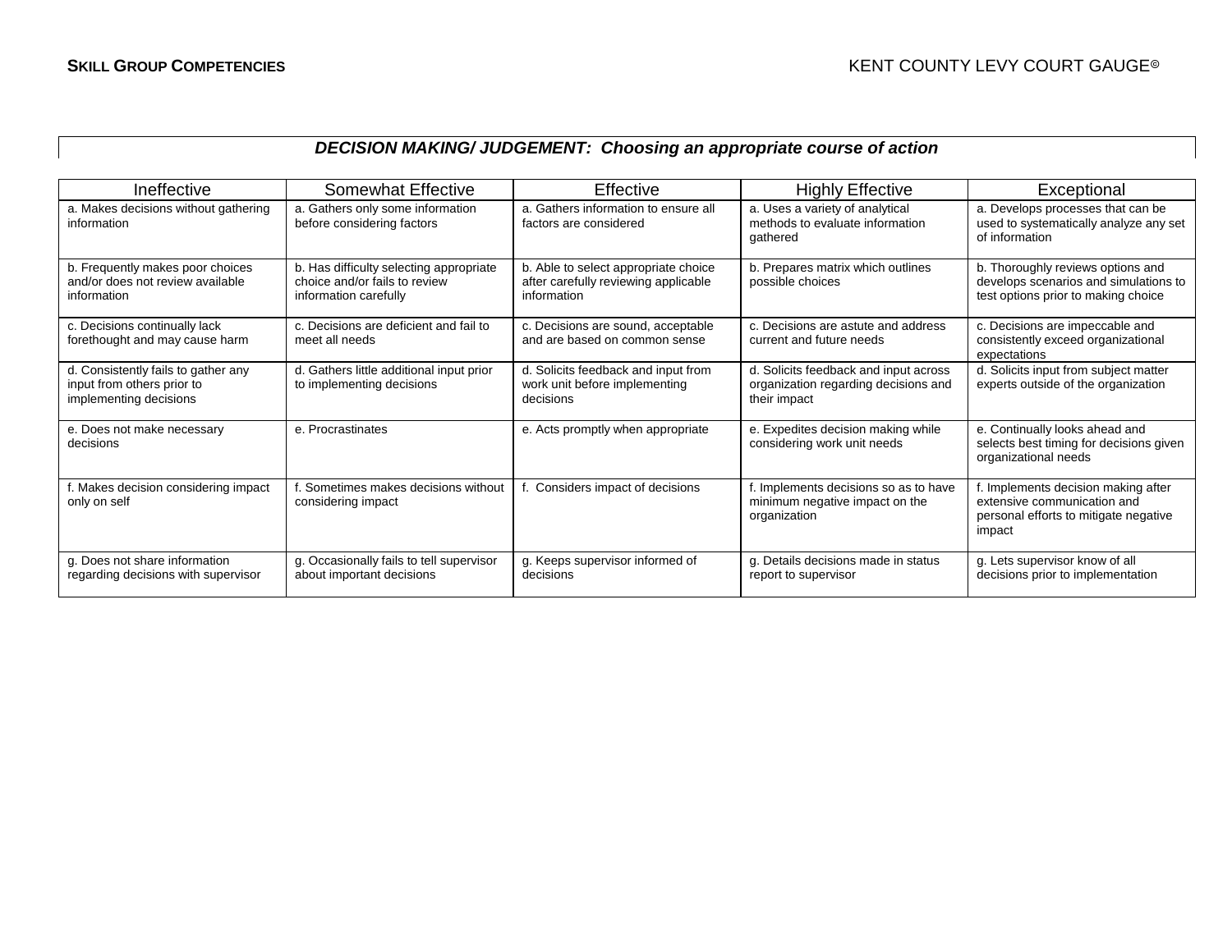## DECISION MAKING/ JUDGEMENT: *Choosing an appropriate course of action*

| Ineffective | Somewhat Effective | Effective | Highly Effective | Exceptional |
|---|---|---|---|---|
| a. Makes decisions without gathering information | a. Gathers only some information before considering factors | a. Gathers information to ensure all factors are considered | a. Uses a variety of analytical methods to evaluate information gathered | a. Develops processes that can be used to systematically analyze any set of information |
| b. Frequently makes poor choices and/or does not review available information | b. Has difficulty selecting appropriate choice and/or fails to review information carefully | b. Able to select appropriate choice after carefully reviewing applicable information | b. Prepares matrix which outlines possible choices | b. Thoroughly reviews options and develops scenarios and simulations to test options prior to making choice |
| c. Decisions continually lack forethought and may cause harm | c. Decisions are deficient and fail to meet all needs | c. Decisions are sound, acceptable and are based on common sense | c. Decisions are astute and address current and future needs | c. Decisions are impeccable and consistently exceed organizational expectations |
| d. Consistently fails to gather any input from others prior to implementing decisions | d. Gathers little additional input prior to implementing decisions | d. Solicits feedback and input from work unit before implementing decisions | d. Solicits feedback and input across organization regarding decisions and their impact | d. Solicits input from subject matter experts outside of the organization |
| e. Does not make necessary decisions | e. Procrastinates | e. Acts promptly when appropriate | e. Expedites decision making while considering work unit needs | e. Continually looks ahead and selects best timing for decisions given organizational needs |
| f. Makes decision considering impact only on self | f. Sometimes makes decisions without considering impact | f. Considers impact of decisions | f. Implements decisions so as to have minimum negative impact on the organization | f. Implements decision making after extensive communication and personal efforts to mitigate negative impact |
| g. Does not share information regarding decisions with supervisor | g. Occasionally fails to tell supervisor about important decisions | g. Keeps supervisor informed of decisions | g. Details decisions made in status report to supervisor | g. Lets supervisor know of all decisions prior to implementation |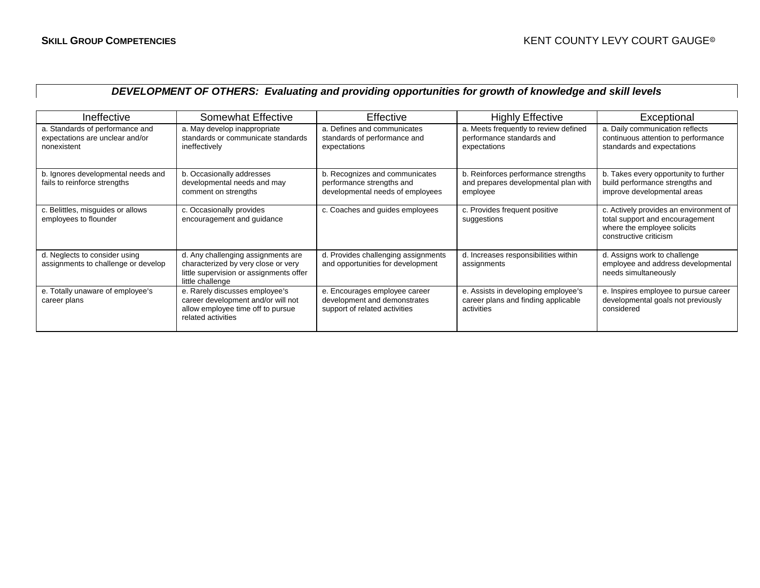## *DEVELOPMENT OF OTHERS: Evaluating and providing opportunities for growth of knowledge and skill levels*

| Ineffective | Somewhat Effective | Effective | Highly Effective | Exceptional |
|---|---|---|---|---|
| a. Standards of performance and expectations are unclear and/or nonexistent | a. May develop inappropriate standards or communicate standards ineffectively | a. Defines and communicates standards of performance and expectations | a. Meets frequently to review defined performance standards and expectations | a. Daily communication reflects continuous attention to performance standards and expectations |
| b. Ignores developmental needs and fails to reinforce strengths | b. Occasionally addresses developmental needs and may comment on strengths | b. Recognizes and communicates performance strengths and developmental needs of employees | b. Reinforces performance strengths and prepares developmental plan with employee | b. Takes every opportunity to further build performance strengths and improve developmental areas |
| c. Belittles, misguides or allows employees to flounder | c. Occasionally provides encouragement and guidance | c. Coaches and guides employees | c. Provides frequent positive suggestions | c. Actively provides an environment of total support and encouragement where the employee solicits constructive criticism |
| d. Neglects to consider using assignments to challenge or develop | d. Any challenging assignments are characterized by very close or very little supervision or assignments offer little challenge | d. Provides challenging assignments and opportunities for development | d. Increases responsibilities within assignments | d. Assigns work to challenge employee and address developmental needs simultaneously |
| e. Totally unaware of employee's career plans | e. Rarely discusses employee's career development and/or will not allow employee time off to pursue related activities | e. Encourages employee career development and demonstrates support of related activities | e. Assists in developing employee's career plans and finding applicable activities | e. Inspires employee to pursue career developmental goals not previously considered |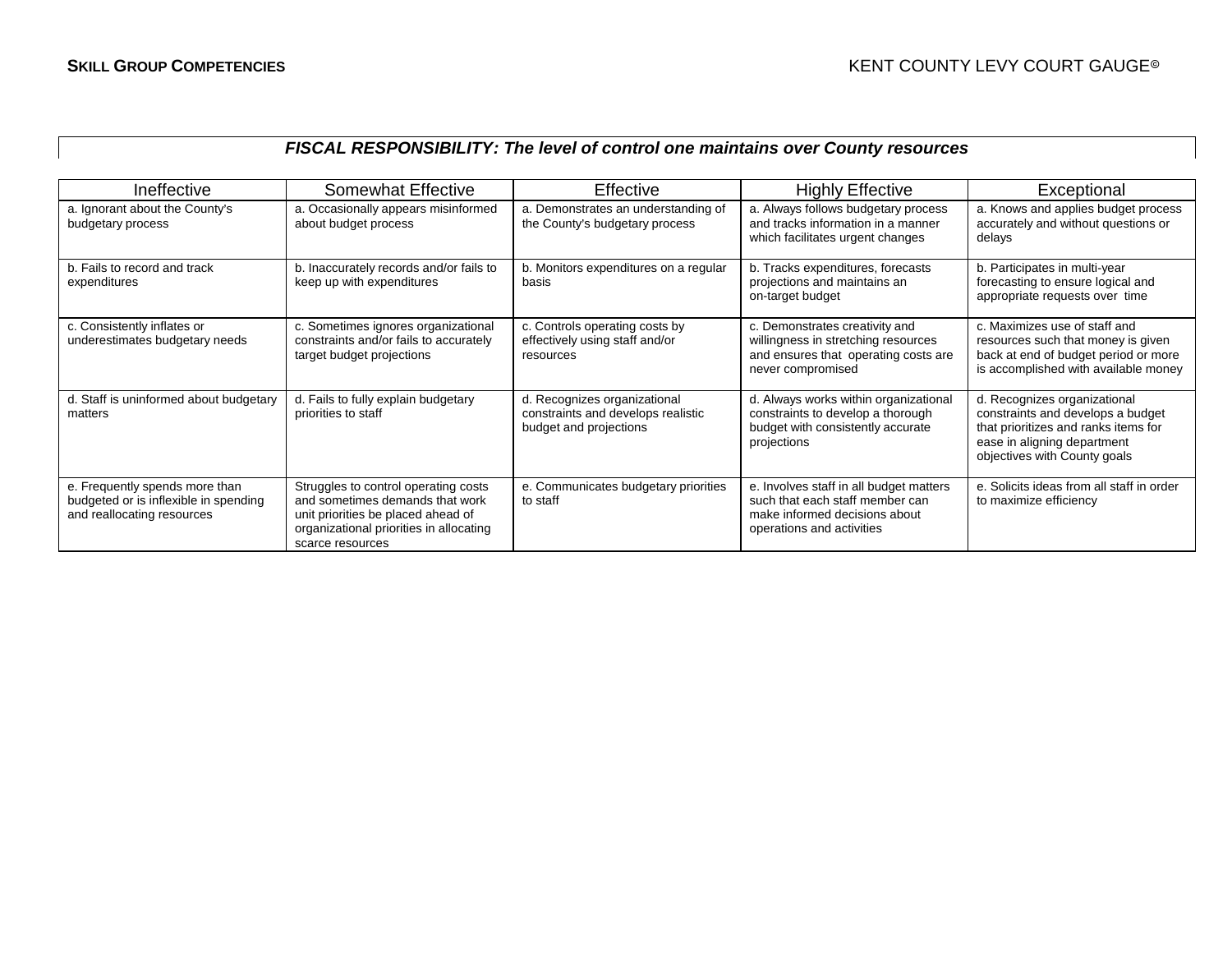**FISCAL RESPONSIBILITY: *The level of control one maintains over County resources***

| Ineffective | Somewhat Effective | Effective | Highly Effective | Exceptional |
|---|---|---|---|---|
| a. Ignorant about the County's budgetary process | a. Occasionally appears misinformed about budget process | a. Demonstrates an understanding of the County's budgetary process | a. Always follows budgetary process and tracks information in a manner which facilitates urgent changes | a. Knows and applies budget process accurately and without questions or delays |
| b. Fails to record and track expenditures | b. Inaccurately records and/or fails to keep up with expenditures | b. Monitors expenditures on a regular basis | b. Tracks expenditures, forecasts projections and maintains an on-target budget | b. Participates in multi-year forecasting to ensure logical and appropriate requests over time |
| c. Consistently inflates or underestimates budgetary needs | c. Sometimes ignores organizational constraints and/or fails to accurately target budget projections | c. Controls operating costs by effectively using staff and/or resources | c. Demonstrates creativity and willingness in stretching resources and ensures that operating costs are never compromised | c. Maximizes use of staff and resources such that money is given back at end of budget period or more is accomplished with available money |
| d. Staff is uninformed about budgetary matters | d. Fails to fully explain budgetary priorities to staff | d. Recognizes organizational constraints and develops realistic budget and projections | d. Always works within organizational constraints to develop a thorough budget with consistently accurate projections | d. Recognizes organizational constraints and develops a budget that prioritizes and ranks items for ease in aligning department objectives with County goals |
| e. Frequently spends more than budgeted or is inflexible in spending and reallocating resources | Struggles to control operating costs and sometimes demands that work unit priorities be placed ahead of organizational priorities in allocating scarce resources | e. Communicates budgetary priorities to staff | e. Involves staff in all budget matters such that each staff member can make informed decisions about operations and activities | e. Solicits ideas from all staff in order to maximize efficiency |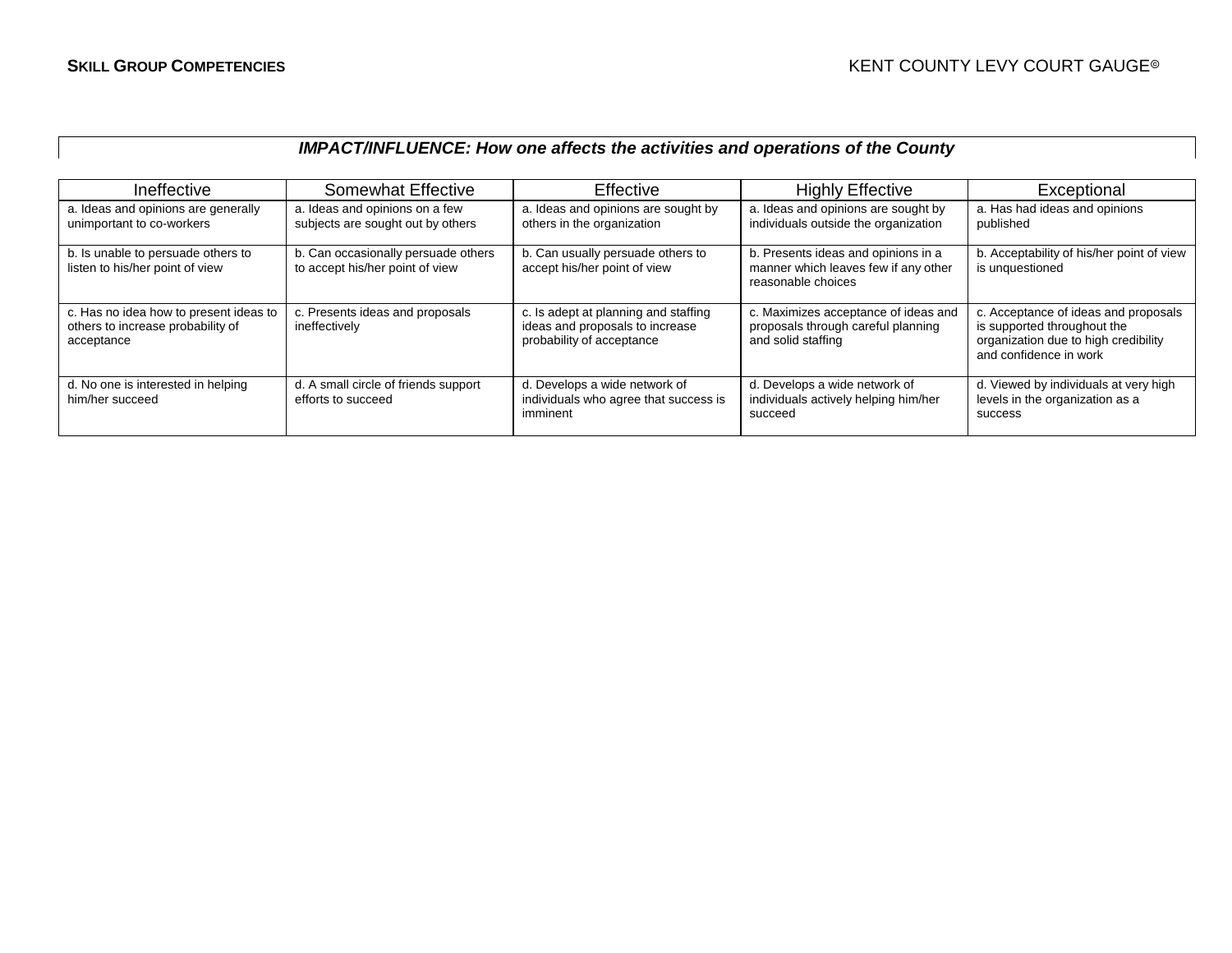### *IMPACT/INFLUENCE: How one affects the activities and operations of the County*

| Ineffective | Somewhat Effective | Effective | Highly Effective | Exceptional |
|---|---|---|---|---|
| a. Ideas and opinions are generally unimportant to co-workers | a. Ideas and opinions on a few subjects are sought out by others | a. Ideas and opinions are sought by others in the organization | a. Ideas and opinions are sought by individuals outside the organization | a. Has had ideas and opinions published |
| b. Is unable to persuade others to listen to his/her point of view | b. Can occasionally persuade others to accept his/her point of view | b. Can usually persuade others to accept his/her point of view | b. Presents ideas and opinions in a manner which leaves few if any other reasonable choices | b. Acceptability of his/her point of view is unquestioned |
| c. Has no idea how to present ideas to others to increase probability of acceptance | c. Presents ideas and proposals ineffectively | c. Is adept at planning and staffing ideas and proposals to increase probability of acceptance | c. Maximizes acceptance of ideas and proposals through careful planning and solid staffing | c. Acceptance of ideas and proposals is supported throughout the organization due to high credibility and confidence in work |
| d. No one is interested in helping him/her succeed | d. A small circle of friends support efforts to succeed | d. Develops a wide network of individuals who agree that success is imminent | d. Develops a wide network of individuals actively helping him/her succeed | d. Viewed by individuals at very high levels in the organization as a success |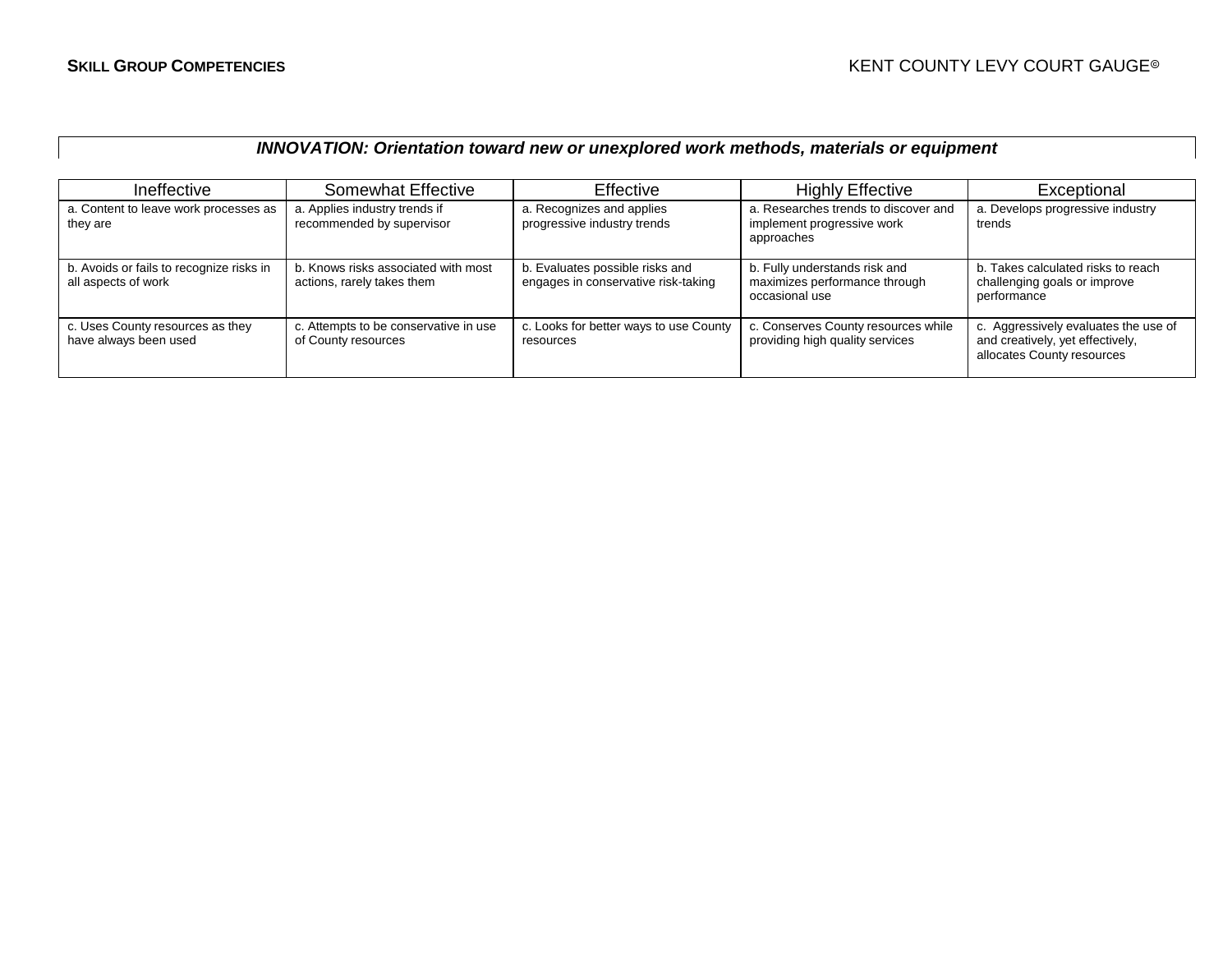**INNOVATION: *Orientation toward new or unexplored work methods, materials or equipment***

| Ineffective | Somewhat Effective | Effective | Highly Effective | Exceptional |
|---|---|---|---|---|
| a. Content to leave work processes as they are | a. Applies industry trends if recommended by supervisor | a. Recognizes and applies progressive industry trends | a. Researches trends to discover and implement progressive work approaches | a. Develops progressive industry trends |
| b. Avoids or fails to recognize risks in all aspects of work | b. Knows risks associated with most actions, rarely takes them | b. Evaluates possible risks and engages in conservative risk-taking | b. Fully understands risk and maximizes performance through occasional use | b. Takes calculated risks to reach challenging goals or improve performance |
| c. Uses County resources as they have always been used | c. Attempts to be conservative in use of County resources | c. Looks for better ways to use County resources | c. Conserves County resources while providing high quality services | c. Aggressively evaluates the use of and creatively, yet effectively, allocates County resources |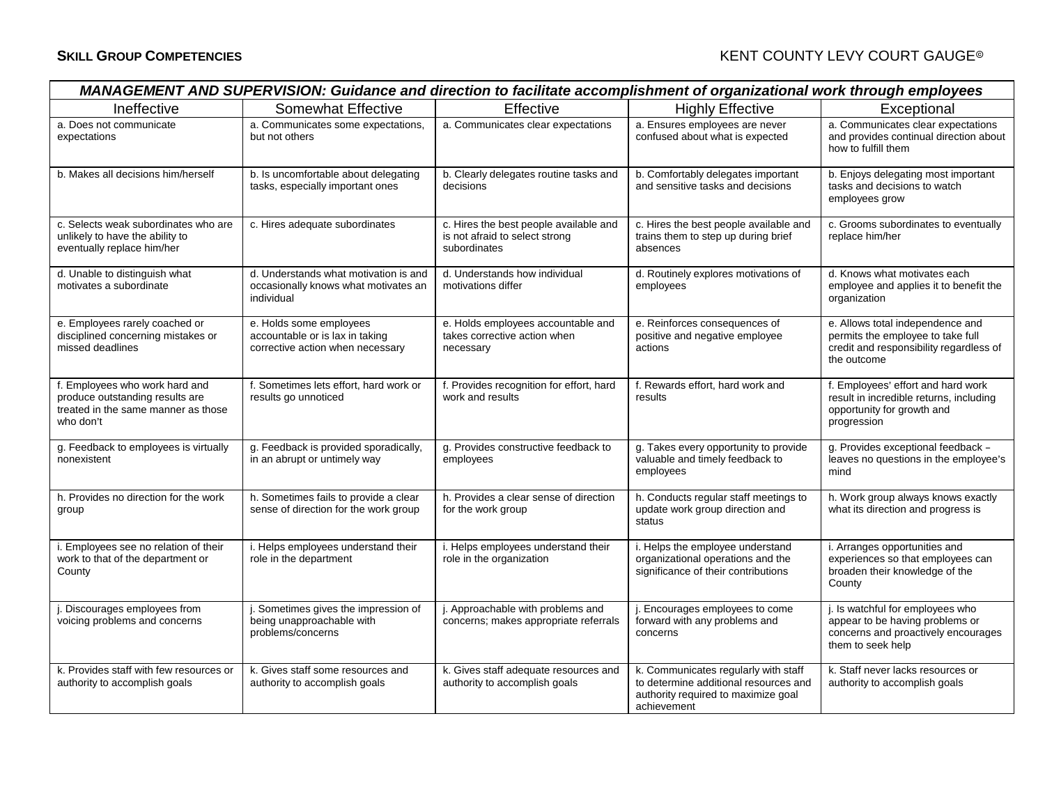**SKILL GROUP COMPETENCIES** KENT COUNTY LEVY COURT GAUGE©

| ***MANAGEMENT AND SUPERVISION: Guidance and direction to facilitate accomplishment of organizational work through employees*** | | | | |
|---|---|---|---|---|
| Ineffective | Somewhat Effective | Effective | Highly Effective | Exceptional |
| a. Does not communicate expectations | a. Communicates some expectations, but not others | a. Communicates clear expectations | a. Ensures employees are never confused about what is expected | a. Communicates clear expectations and provides continual direction about how to fulfill them |
| b. Makes all decisions him/herself | b. Is uncomfortable about delegating tasks, especially important ones | b. Clearly delegates routine tasks and decisions | b. Comfortably delegates important and sensitive tasks and decisions | b. Enjoys delegating most important tasks and decisions to watch employees grow |
| c. Selects weak subordinates who are unlikely to have the ability to eventually replace him/her | c. Hires adequate subordinates | c. Hires the best people available and is not afraid to select strong subordinates | c. Hires the best people available and trains them to step up during brief absences | c. Grooms subordinates to eventually replace him/her |
| d. Unable to distinguish what motivates a subordinate | d. Understands what motivation is and occasionally knows what motivates an individual | d. Understands how individual motivations differ | d. Routinely explores motivations of employees | d. Knows what motivates each employee and applies it to benefit the organization |
| e. Employees rarely coached or disciplined concerning mistakes or missed deadlines | e. Holds some employees accountable or is lax in taking corrective action when necessary | e. Holds employees accountable and takes corrective action when necessary | e. Reinforces consequences of positive and negative employee actions | e. Allows total independence and permits the employee to take full credit and responsibility regardless of the outcome |
| f. Employees who work hard and produce outstanding results are treated in the same manner as those who don't | f. Sometimes lets effort, hard work or results go unnoticed | f. Provides recognition for effort, hard work and results | f. Rewards effort, hard work and results | f. Employees' effort and hard work result in incredible returns, including opportunity for growth and progression |
| g. Feedback to employees is virtually nonexistent | g. Feedback is provided sporadically, in an abrupt or untimely way | g. Provides constructive feedback to employees | g. Takes every opportunity to provide valuable and timely feedback to employees | g. Provides exceptional feedback – leaves no questions in the employee's mind |
| h. Provides no direction for the work group | h. Sometimes fails to provide a clear sense of direction for the work group | h. Provides a clear sense of direction for the work group | h. Conducts regular staff meetings to update work group direction and status | h. Work group always knows exactly what its direction and progress is |
| i. Employees see no relation of their work to that of the department or County | i. Helps employees understand their role in the department | i. Helps employees understand their role in the organization | i. Helps the employee understand organizational operations and the significance of their contributions | i. Arranges opportunities and experiences so that employees can broaden their knowledge of the County |
| j. Discourages employees from voicing problems and concerns | j. Sometimes gives the impression of being unapproachable with problems/concerns | j. Approachable with problems and concerns; makes appropriate referrals | j. Encourages employees to come forward with any problems and concerns | j. Is watchful for employees who appear to be having problems or concerns and proactively encourages them to seek help |
| k. Provides staff with few resources or authority to accomplish goals | k. Gives staff some resources and authority to accomplish goals | k. Gives staff adequate resources and authority to accomplish goals | k. Communicates regularly with staff to determine additional resources and authority required to maximize goal achievement | k. Staff never lacks resources or authority to accomplish goals |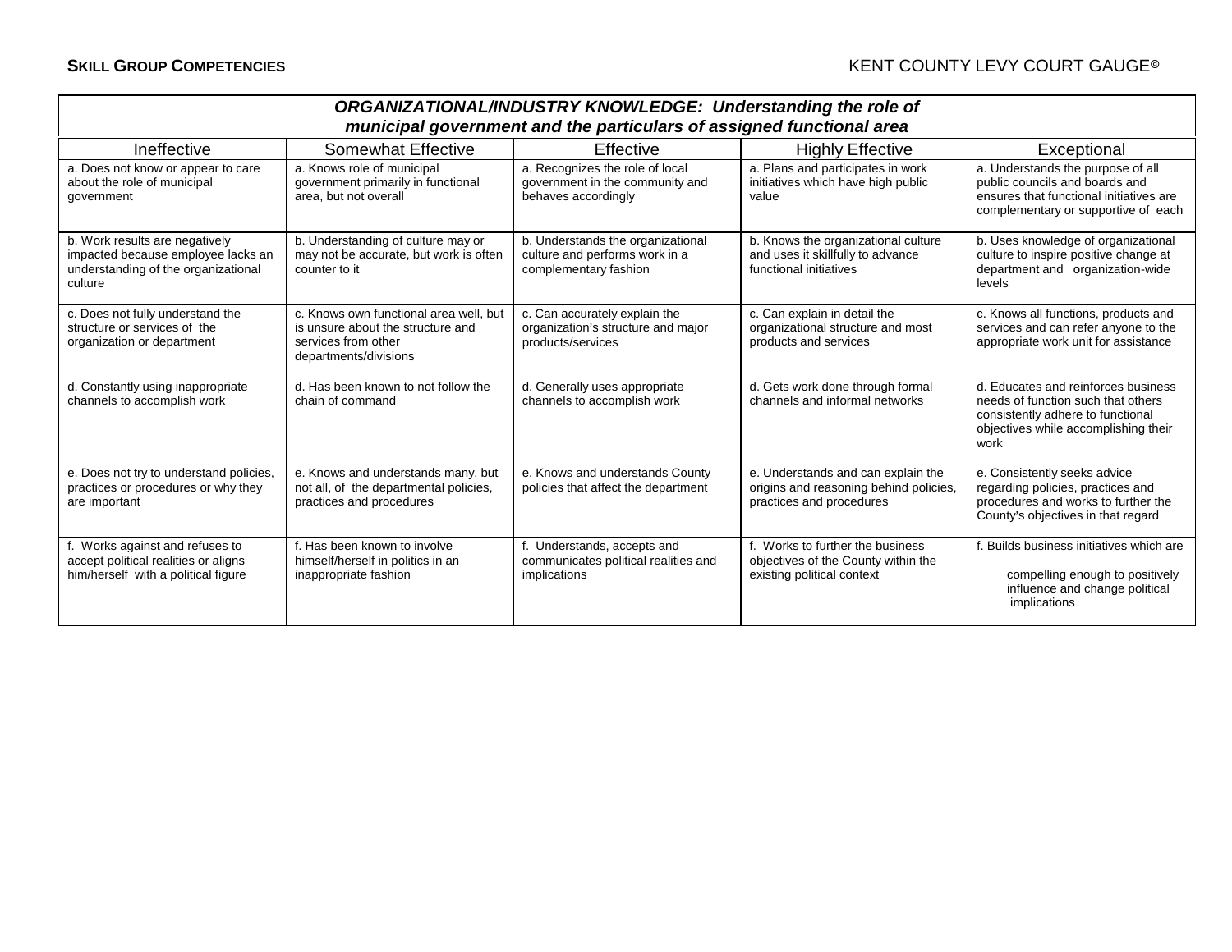| ***ORGANIZATIONAL/INDUSTRY KNOWLEDGE: Understanding the role of municipal government and the particulars of assigned functional area*** | | | | |
|---|---|---|---|---|
| Ineffective | Somewhat Effective | Effective | Highly Effective | Exceptional |
| a. Does not know or appear to care about the role of municipal government | a. Knows role of municipal government primarily in functional area, but not overall | a. Recognizes the role of local government in the community and behaves accordingly | a. Plans and participates in work initiatives which have high public value | a. Understands the purpose of all public councils and boards and ensures that functional initiatives are complementary or supportive of each |
| b. Work results are negatively impacted because employee lacks an understanding of the organizational culture | b. Understanding of culture may or may not be accurate, but work is often counter to it | b. Understands the organizational culture and performs work in a complementary fashion | b. Knows the organizational culture and uses it skillfully to advance functional initiatives | b. Uses knowledge of organizational culture to inspire positive change at department and organization-wide levels |
| c. Does not fully understand the structure or services of the organization or department | c. Knows own functional area well, but is unsure about the structure and services from other departments/divisions | c. Can accurately explain the organization's structure and major products/services | c. Can explain in detail the organizational structure and most products and services | c. Knows all functions, products and services and can refer anyone to the appropriate work unit for assistance |
| d. Constantly using inappropriate channels to accomplish work | d. Has been known to not follow the chain of command | d. Generally uses appropriate channels to accomplish work | d. Gets work done through formal channels and informal networks | d. Educates and reinforces business needs of function such that others consistently adhere to functional objectives while accomplishing their work |
| e. Does not try to understand policies, practices or procedures or why they are important | e. Knows and understands many, but not all, of the departmental policies, practices and procedures | e. Knows and understands County policies that affect the department | e. Understands and can explain the origins and reasoning behind policies, practices and procedures | e. Consistently seeks advice regarding policies, practices and procedures and works to further the County's objectives in that regard |
| f. Works against and refuses to accept political realities or aligns him/herself with a political figure | f. Has been known to involve himself/herself in politics in an inappropriate fashion | f. Understands, accepts and communicates political realities and implications | f. Works to further the business objectives of the County within the existing political context | f. Builds business initiatives which are compelling enough to positively influence and change political implications |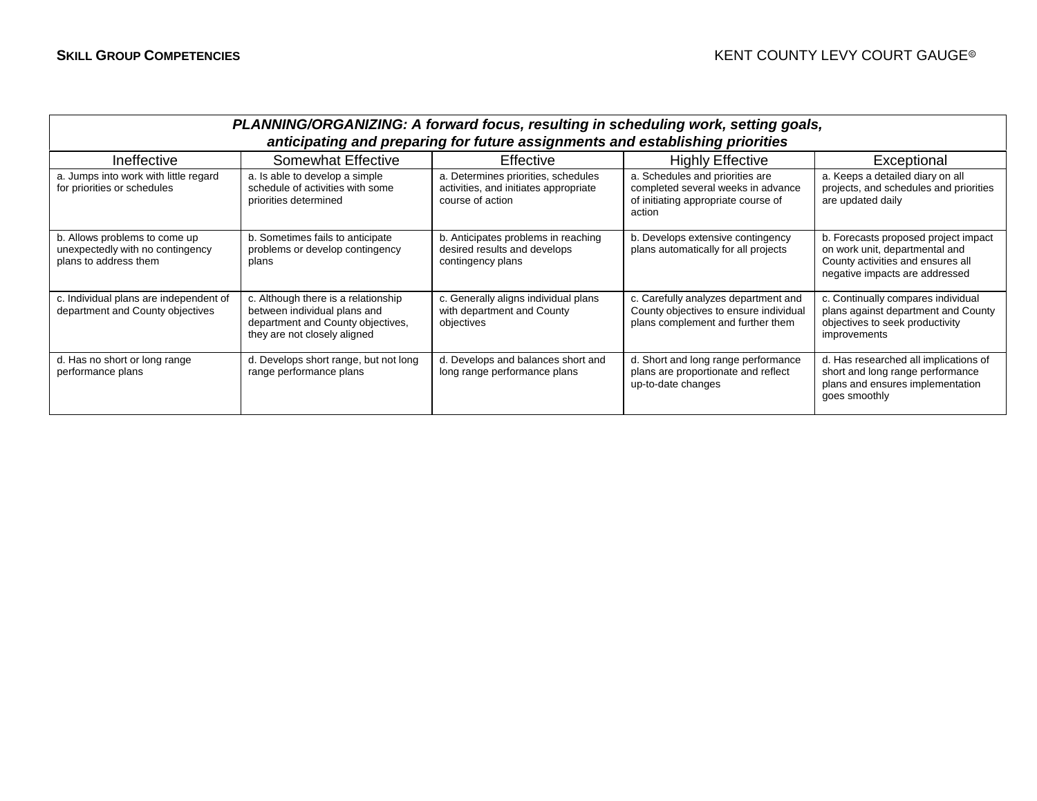| *PLANNING/ORGANIZING: A forward focus, resulting in scheduling work, setting goals, anticipating and preparing for future assignments and establishing priorities* | | | | |
|---|---|---|---|---|
| Ineffective | Somewhat Effective | Effective | Highly Effective | Exceptional |
| a. Jumps into work with little regard for priorities or schedules | a. Is able to develop a simple schedule of activities with some priorities determined | a. Determines priorities, schedules activities, and initiates appropriate course of action | a. Schedules and priorities are completed several weeks in advance of initiating appropriate course of action | a. Keeps a detailed diary on all projects, and schedules and priorities are updated daily |
| b. Allows problems to come up unexpectedly with no contingency plans to address them | b. Sometimes fails to anticipate problems or develop contingency plans | b. Anticipates problems in reaching desired results and develops contingency plans | b. Develops extensive contingency plans automatically for all projects | b. Forecasts proposed project impact on work unit, departmental and County activities and ensures all negative impacts are addressed |
| c. Individual plans are independent of department and County objectives | c. Although there is a relationship between individual plans and department and County objectives, they are not closely aligned | c. Generally aligns individual plans with department and County objectives | c. Carefully analyzes department and County objectives to ensure individual plans complement and further them | c. Continually compares individual plans against department and County objectives to seek productivity improvements |
| d. Has no short or long range performance plans | d. Develops short range, but not long range performance plans | d. Develops and balances short and long range performance plans | d. Short and long range performance plans are proportionate and reflect up-to-date changes | d. Has researched all implications of short and long range performance plans and ensures implementation goes smoothly |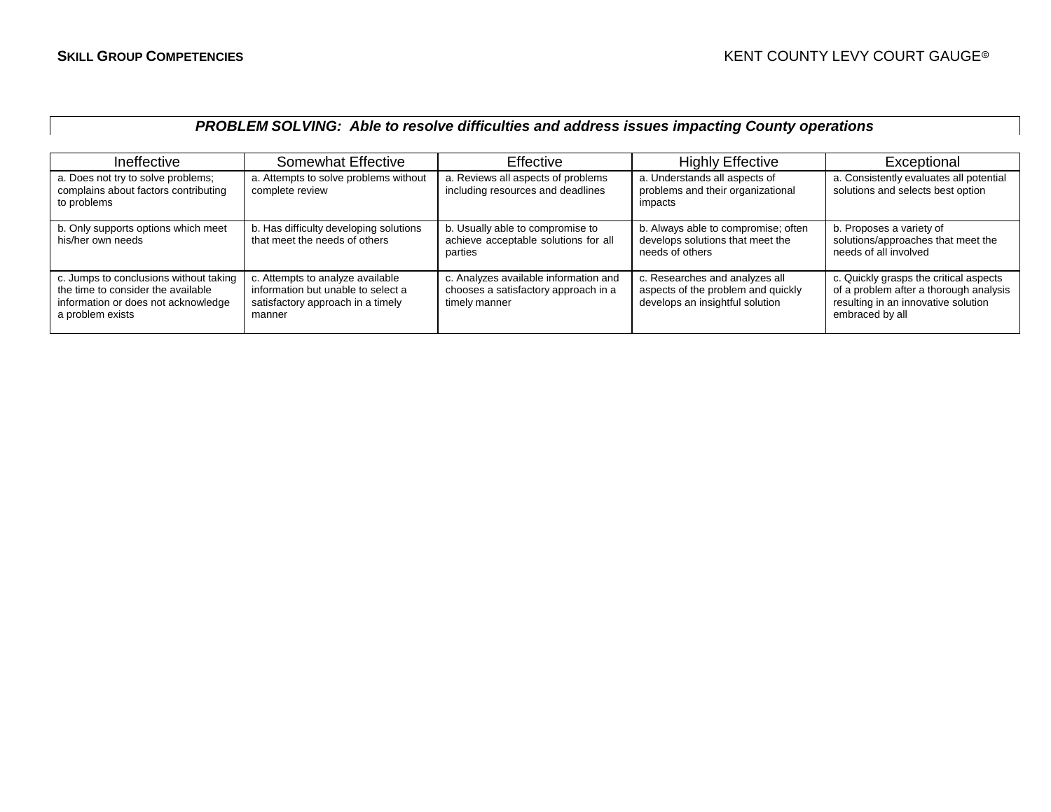**PROBLEM SOLVING: *Able to resolve difficulties and address issues impacting County operations***

| Ineffective | Somewhat Effective | Effective | Highly Effective | Exceptional |
|---|---|---|---|---|
| a. Does not try to solve problems; complains about factors contributing to problems | a. Attempts to solve problems without complete review | a. Reviews all aspects of problems including resources and deadlines | a. Understands all aspects of problems and their organizational impacts | a. Consistently evaluates all potential solutions and selects best option |
| b. Only supports options which meet his/her own needs | b. Has difficulty developing solutions that meet the needs of others | b. Usually able to compromise to achieve acceptable solutions for all parties | b. Always able to compromise; often develops solutions that meet the needs of others | b. Proposes a variety of solutions/approaches that meet the needs of all involved |
| c. Jumps to conclusions without taking the time to consider the available information or does not acknowledge a problem exists | c. Attempts to analyze available information but unable to select a satisfactory approach in a timely manner | c. Analyzes available information and chooses a satisfactory approach in a timely manner | c. Researches and analyzes all aspects of the problem and quickly develops an insightful solution | c. Quickly grasps the critical aspects of a problem after a thorough analysis resulting in an innovative solution embraced by all |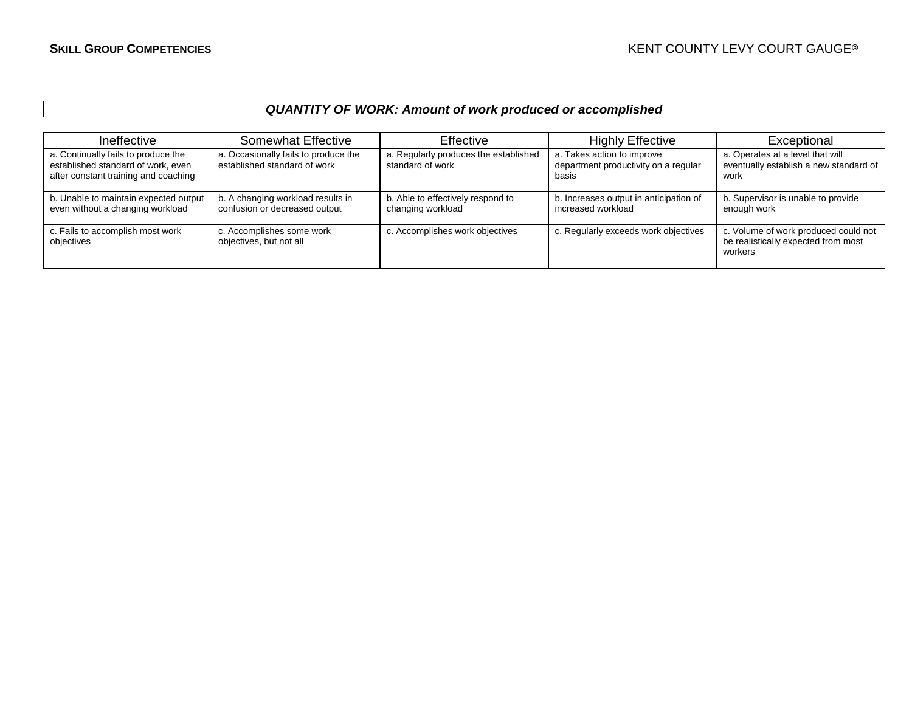### ***QUANTITY OF WORK: Amount of work produced or accomplished***

| Ineffective | Somewhat Effective | Effective | Highly Effective | Exceptional |
|---|---|---|---|---|
| a. Continually fails to produce the established standard of work, even after constant training and coaching | a. Occasionally fails to produce the established standard of work | a. Regularly produces the established standard of work | a. Takes action to improve department productivity on a regular basis | a. Operates at a level that will eventually establish a new standard of work |
| b. Unable to maintain expected output even without a changing workload | b. A changing workload results in confusion or decreased output | b. Able to effectively respond to changing workload | b. Increases output in anticipation of increased workload | b. Supervisor is unable to provide enough work |
| c. Fails to accomplish most work objectives | c. Accomplishes some work objectives, but not all | c. Accomplishes work objectives | c. Regularly exceeds work objectives | c. Volume of work produced could not be realistically expected from most workers |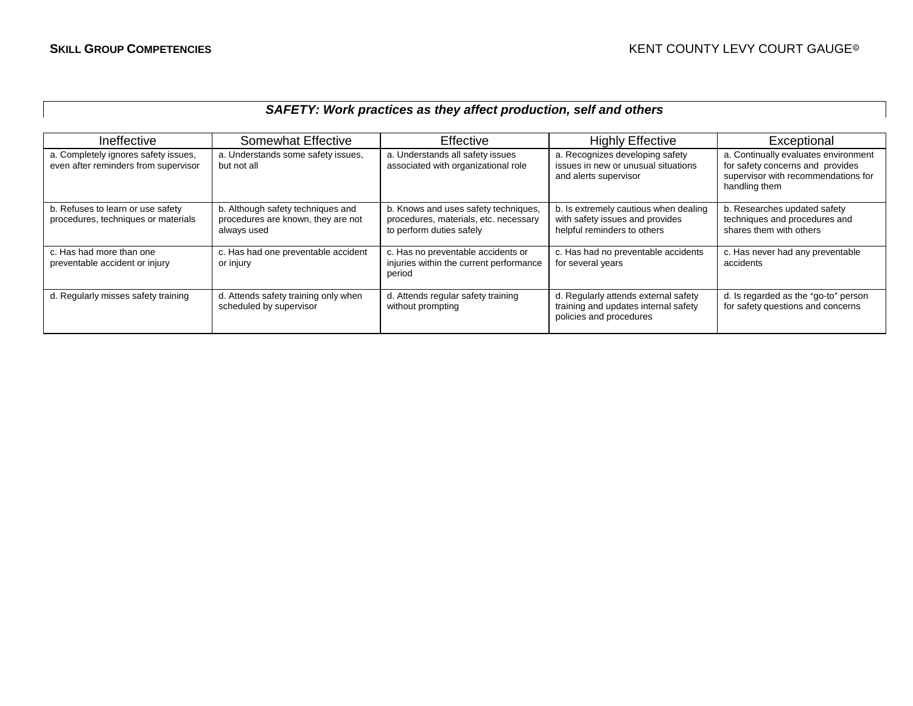**SAFETY: *Work practices as they affect production, self and others***

| Ineffective | Somewhat Effective | Effective | Highly Effective | Exceptional |
|---|---|---|---|---|
| a. Completely ignores safety issues, even after reminders from supervisor | a. Understands some safety issues, but not all | a. Understands all safety issues associated with organizational role | a. Recognizes developing safety issues in new or unusual situations and alerts supervisor | a. Continually evaluates environment for safety concerns and provides supervisor with recommendations for handling them |
| b. Refuses to learn or use safety procedures, techniques or materials | b. Although safety techniques and procedures are known, they are not always used | b. Knows and uses safety techniques, procedures, materials, etc. necessary to perform duties safely | b. Is extremely cautious when dealing with safety issues and provides helpful reminders to others | b. Researches updated safety techniques and procedures and shares them with others |
| c. Has had more than one preventable accident or injury | c. Has had one preventable accident or injury | c. Has no preventable accidents or injuries within the current performance period | c. Has had no preventable accidents for several years | c. Has never had any preventable accidents |
| d. Regularly misses safety training | d. Attends safety training only when scheduled by supervisor | d. Attends regular safety training without prompting | d. Regularly attends external safety training and updates internal safety policies and procedures | d. Is regarded as the "go-to" person for safety questions and concerns |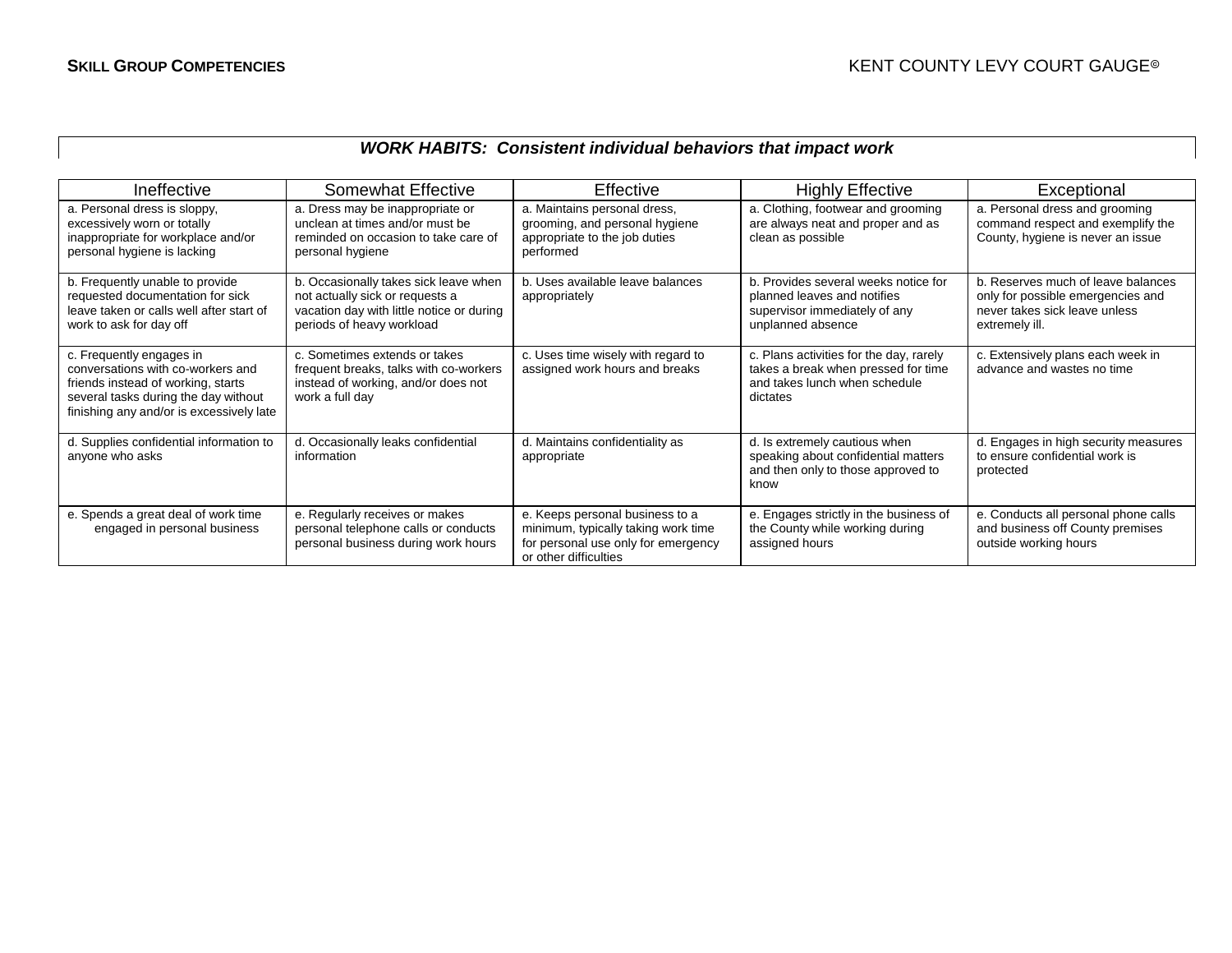## WORK HABITS: Consistent individual behaviors that impact work

| Ineffective | Somewhat Effective | Effective | Highly Effective | Exceptional |
|---|---|---|---|---|
| a. Personal dress is sloppy, excessively worn or totally inappropriate for workplace and/or personal hygiene is lacking | a. Dress may be inappropriate or unclean at times and/or must be reminded on occasion to take care of personal hygiene | a. Maintains personal dress, grooming, and personal hygiene appropriate to the job duties performed | a. Clothing, footwear and grooming are always neat and proper and as clean as possible | a. Personal dress and grooming command respect and exemplify the County, hygiene is never an issue |
| b. Frequently unable to provide requested documentation for sick leave taken or calls well after start of work to ask for day off | b. Occasionally takes sick leave when not actually sick or requests a vacation day with little notice or during periods of heavy workload | b. Uses available leave balances appropriately | b. Provides several weeks notice for planned leaves and notifies supervisor immediately of any unplanned absence | b. Reserves much of leave balances only for possible emergencies and never takes sick leave unless extremely ill. |
| c. Frequently engages in conversations with co-workers and friends instead of working, starts several tasks during the day without finishing any and/or is excessively late | c. Sometimes extends or takes frequent breaks, talks with co-workers instead of working, and/or does not work a full day | c. Uses time wisely with regard to assigned work hours and breaks | c. Plans activities for the day, rarely takes a break when pressed for time and takes lunch when schedule dictates | c. Extensively plans each week in advance and wastes no time |
| d. Supplies confidential information to anyone who asks | d. Occasionally leaks confidential information | d. Maintains confidentiality as appropriate | d. Is extremely cautious when speaking about confidential matters and then only to those approved to know | d. Engages in high security measures to ensure confidential work is protected |
| e. Spends a great deal of work time engaged in personal business | e. Regularly receives or makes personal telephone calls or conducts personal business during work hours | e. Keeps personal business to a minimum, typically taking work time for personal use only for emergency or other difficulties | e. Engages strictly in the business of the County while working during assigned hours | e. Conducts all personal phone calls and business off County premises outside working hours |